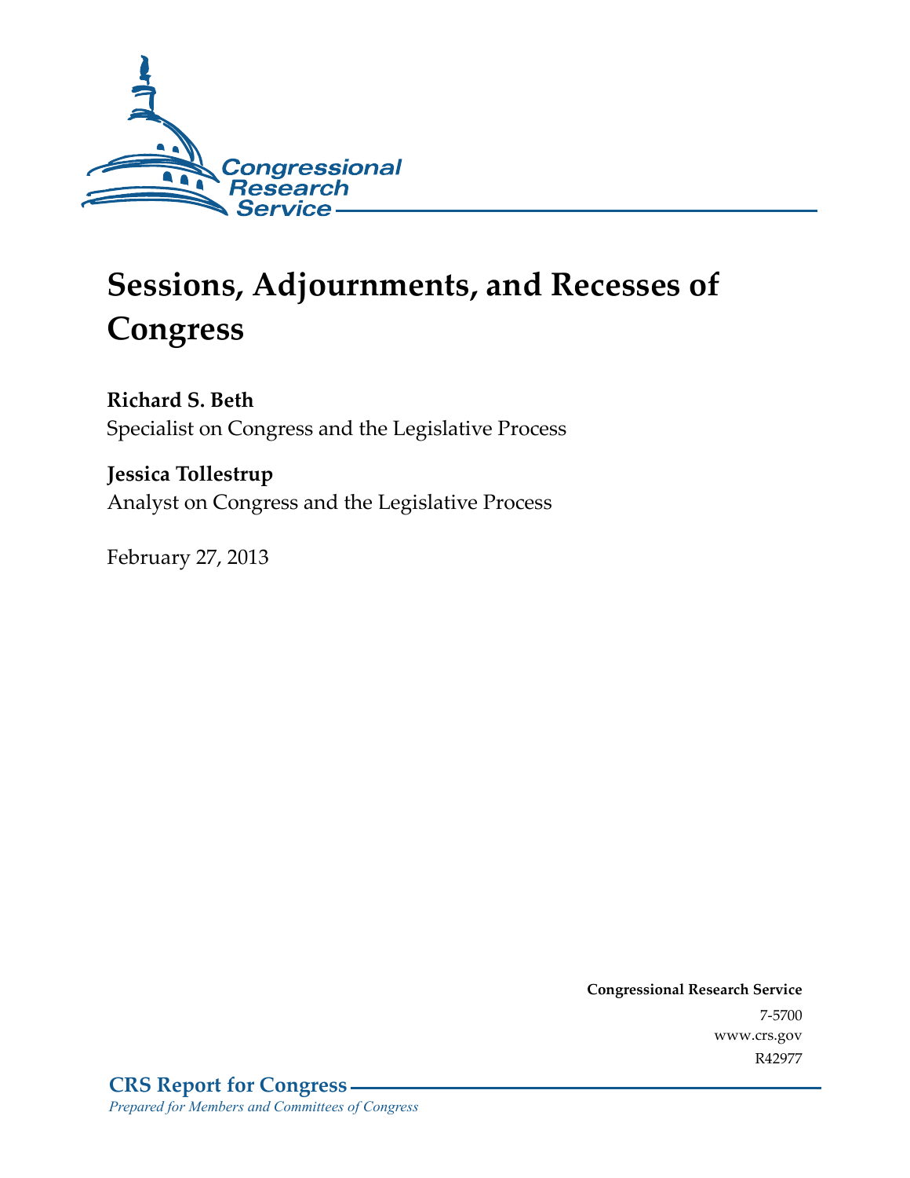Congressional Research Service

# Sessions, Adjournments, and Recesses of Congress

**Richard S. Beth**
Specialist on Congress and the Legislative Process

**Jessica Tollestrup**
Analyst on Congress and the Legislative Process

February 27, 2013

**Congressional Research Service**
7-5700
www.crs.gov
R42977

**CRS Report for Congress**
*Prepared for Members and Committees of Congress*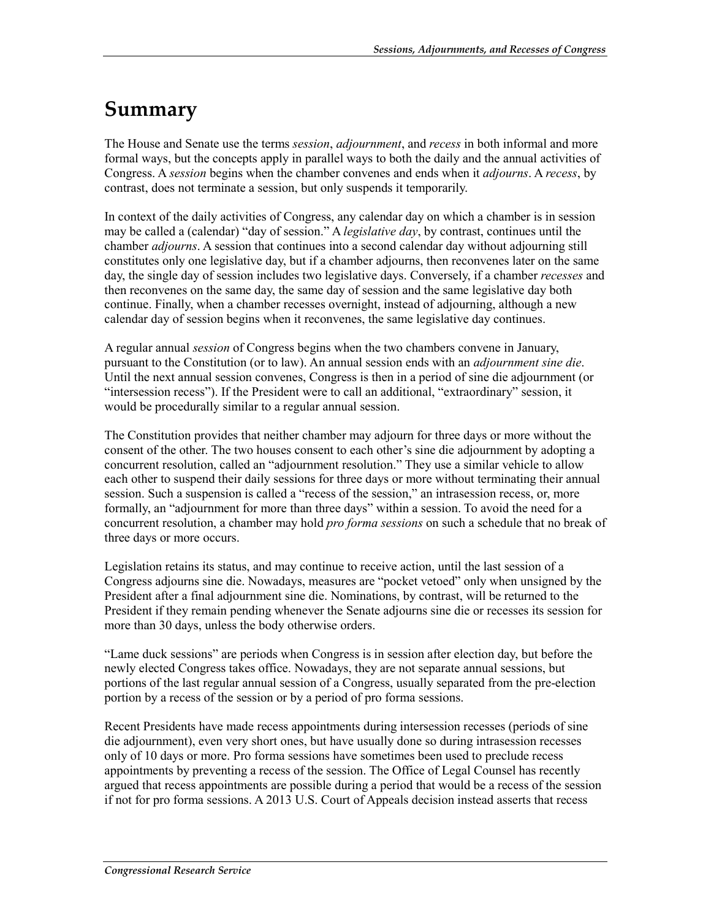# Summary

The House and Senate use the terms *session*, *adjournment*, and *recess* in both informal and more formal ways, but the concepts apply in parallel ways to both the daily and the annual activities of Congress. A *session* begins when the chamber convenes and ends when it *adjourns*. A *recess*, by contrast, does not terminate a session, but only suspends it temporarily.

In context of the daily activities of Congress, any calendar day on which a chamber is in session may be called a (calendar) "day of session." A *legislative day*, by contrast, continues until the chamber *adjourns*. A session that continues into a second calendar day without adjourning still constitutes only one legislative day, but if a chamber adjourns, then reconvenes later on the same day, the single day of session includes two legislative days. Conversely, if a chamber *recesses* and then reconvenes on the same day, the same day of session and the same legislative day both continue. Finally, when a chamber recesses overnight, instead of adjourning, although a new calendar day of session begins when it reconvenes, the same legislative day continues.

A regular annual *session* of Congress begins when the two chambers convene in January, pursuant to the Constitution (or to law). An annual session ends with an *adjournment sine die*. Until the next annual session convenes, Congress is then in a period of sine die adjournment (or "intersession recess"). If the President were to call an additional, "extraordinary" session, it would be procedurally similar to a regular annual session.

The Constitution provides that neither chamber may adjourn for three days or more without the consent of the other. The two houses consent to each other's sine die adjournment by adopting a concurrent resolution, called an "adjournment resolution." They use a similar vehicle to allow each other to suspend their daily sessions for three days or more without terminating their annual session. Such a suspension is called a "recess of the session," an intrasession recess, or, more formally, an "adjournment for more than three days" within a session. To avoid the need for a concurrent resolution, a chamber may hold *pro forma sessions* on such a schedule that no break of three days or more occurs.

Legislation retains its status, and may continue to receive action, until the last session of a Congress adjourns sine die. Nowadays, measures are "pocket vetoed" only when unsigned by the President after a final adjournment sine die. Nominations, by contrast, will be returned to the President if they remain pending whenever the Senate adjourns sine die or recesses its session for more than 30 days, unless the body otherwise orders.

"Lame duck sessions" are periods when Congress is in session after election day, but before the newly elected Congress takes office. Nowadays, they are not separate annual sessions, but portions of the last regular annual session of a Congress, usually separated from the pre-election portion by a recess of the session or by a period of pro forma sessions.

Recent Presidents have made recess appointments during intersession recesses (periods of sine die adjournment), even very short ones, but have usually done so during intrasession recesses only of 10 days or more. Pro forma sessions have sometimes been used to preclude recess appointments by preventing a recess of the session. The Office of Legal Counsel has recently argued that recess appointments are possible during a period that would be a recess of the session if not for pro forma sessions. A 2013 U.S. Court of Appeals decision instead asserts that recess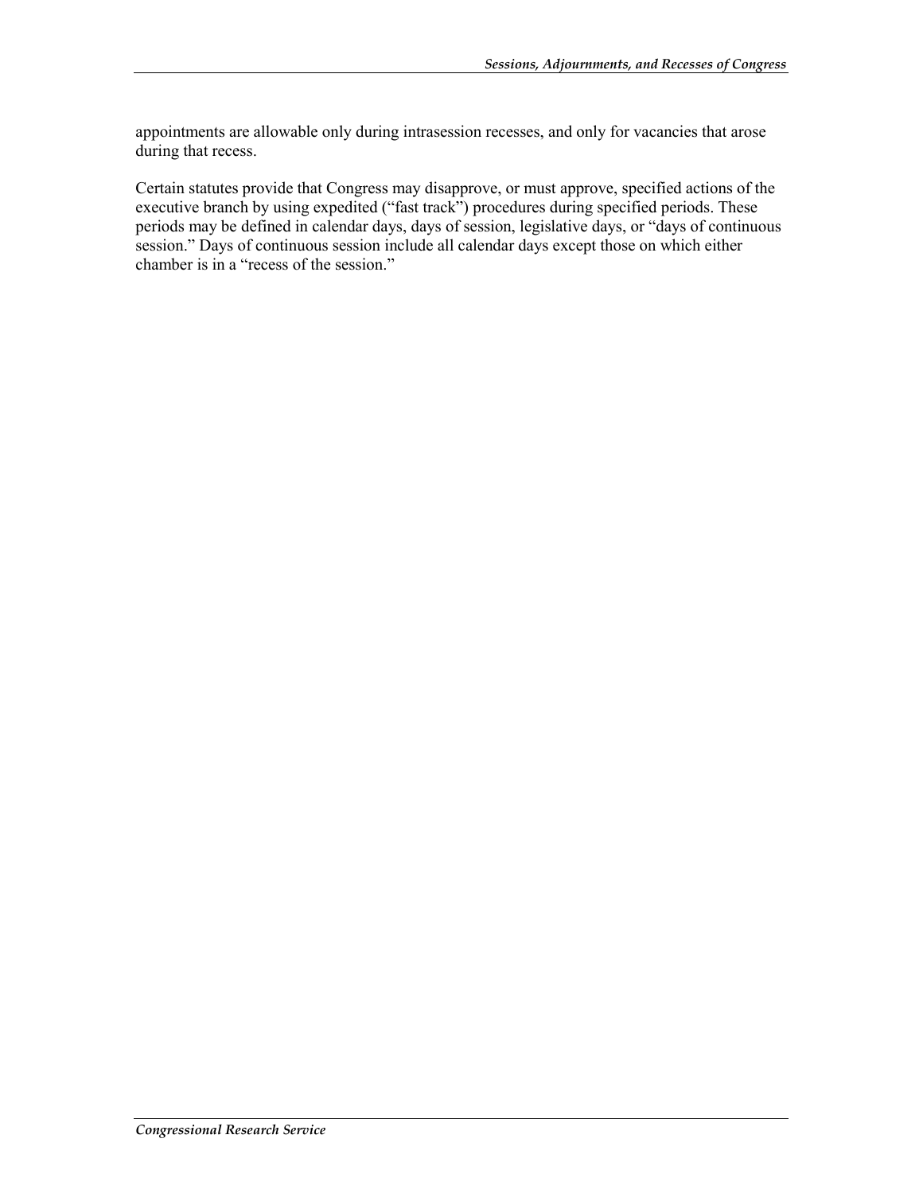appointments are allowable only during intrasession recesses, and only for vacancies that arose during that recess.

Certain statutes provide that Congress may disapprove, or must approve, specified actions of the executive branch by using expedited ("fast track") procedures during specified periods. These periods may be defined in calendar days, days of session, legislative days, or "days of continuous session." Days of continuous session include all calendar days except those on which either chamber is in a "recess of the session."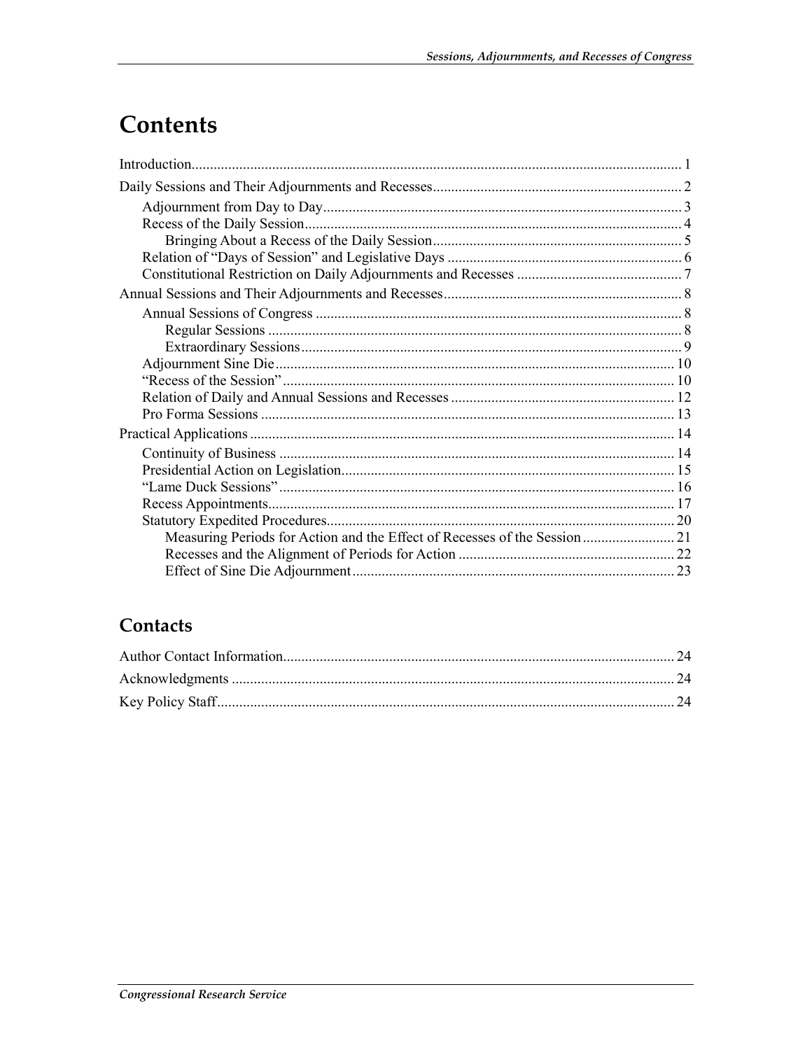# Contents

Introduction..................................................................................................................... 1

Daily Sessions and Their Adjournments and Recesses................................................................... 2

Adjournment from Day to Day................................................................................................. 3

Recess of the Daily Session...................................................................................................... 4

Bringing About a Recess of the Daily Session.................................................................... 5

Relation of "Days of Session" and Legislative Days ............................................................... 6

Constitutional Restriction on Daily Adjournments and Recesses ............................................ 7

Annual Sessions and Their Adjournments and Recesses................................................................ 8

Annual Sessions of Congress .................................................................................................. 8

Regular Sessions ............................................................................................................... 8

Extraordinary Sessions...................................................................................................... 9

Adjournment Sine Die............................................................................................................ 10

"Recess of the Session".......................................................................................................... 10

Relation of Daily and Annual Sessions and Recesses ............................................................ 12

Pro Forma Sessions ................................................................................................................ 13

Practical Applications .................................................................................................................. 14

Continuity of Business ........................................................................................................... 14

Presidential Action on Legislation.......................................................................................... 15

"Lame Duck Sessions"........................................................................................................... 16

Recess Appointments............................................................................................................. 17

Statutory Expedited Procedures.............................................................................................. 20

Measuring Periods for Action and the Effect of Recesses of the Session......................... 21

Recesses and the Alignment of Periods for Action ........................................................... 22

Effect of Sine Die Adjournment....................................................................................... 23

## Contacts

Author Contact Information.......................................................................................................... 24

Acknowledgments ........................................................................................................................ 24

Key Policy Staff............................................................................................................................ 24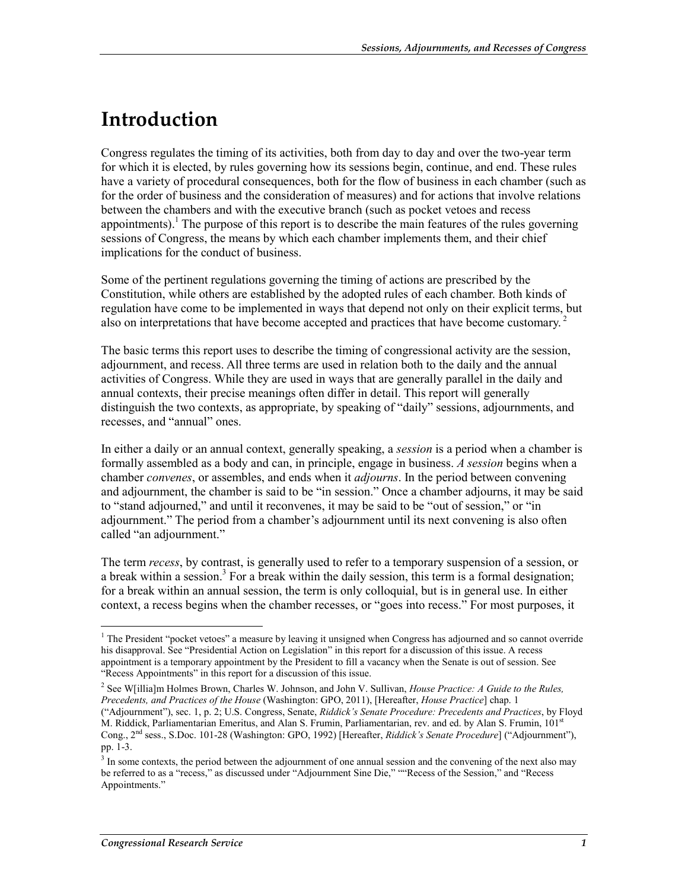# Introduction

Congress regulates the timing of its activities, both from day to day and over the two-year term for which it is elected, by rules governing how its sessions begin, continue, and end. These rules have a variety of procedural consequences, both for the flow of business in each chamber (such as for the order of business and the consideration of measures) and for actions that involve relations between the chambers and with the executive branch (such as pocket vetoes and recess appointments).[1] The purpose of this report is to describe the main features of the rules governing sessions of Congress, the means by which each chamber implements them, and their chief implications for the conduct of business.

Some of the pertinent regulations governing the timing of actions are prescribed by the Constitution, while others are established by the adopted rules of each chamber. Both kinds of regulation have come to be implemented in ways that depend not only on their explicit terms, but also on interpretations that have become accepted and practices that have become customary.[2]

The basic terms this report uses to describe the timing of congressional activity are the session, adjournment, and recess. All three terms are used in relation both to the daily and the annual activities of Congress. While they are used in ways that are generally parallel in the daily and annual contexts, their precise meanings often differ in detail. This report will generally distinguish the two contexts, as appropriate, by speaking of "daily" sessions, adjournments, and recesses, and "annual" ones.

In either a daily or an annual context, generally speaking, a *session* is a period when a chamber is formally assembled as a body and can, in principle, engage in business. *A session* begins when a chamber *convenes*, or assembles, and ends when it *adjourns*. In the period between convening and adjournment, the chamber is said to be "in session." Once a chamber adjourns, it may be said to "stand adjourned," and until it reconvenes, it may be said to be "out of session," or "in adjournment." The period from a chamber's adjournment until its next convening is also often called "an adjournment."

The term *recess*, by contrast, is generally used to refer to a temporary suspension of a session, or a break within a session.[3] For a break within the daily session, this term is a formal designation; for a break within an annual session, the term is only colloquial, but is in general use. In either context, a recess begins when the chamber recesses, or "goes into recess." For most purposes, it

---

[1] The President "pocket vetoes" a measure by leaving it unsigned when Congress has adjourned and so cannot override his disapproval. See "Presidential Action on Legislation" in this report for a discussion of this issue. A recess appointment is a temporary appointment by the President to fill a vacancy when the Senate is out of session. See "Recess Appointments" in this report for a discussion of this issue.

[2] See W[illia]m Holmes Brown, Charles W. Johnson, and John V. Sullivan, *House Practice: A Guide to the Rules, Precedents, and Practices of the House* (Washington: GPO, 2011), [Hereafter, *House Practice*] chap. 1 ("Adjournment"), sec. 1, p. 2; U.S. Congress, Senate, *Riddick's Senate Procedure: Precedents and Practices*, by Floyd M. Riddick, Parliamentarian Emeritus, and Alan S. Frumin, Parliamentarian, rev. and ed. by Alan S. Frumin, 101st Cong., 2nd sess., S.Doc. 101-28 (Washington: GPO, 1992) [Hereafter, *Riddick's Senate Procedure*] ("Adjournment"), pp. 1-3.

[3] In some contexts, the period between the adjournment of one annual session and the convening of the next also may be referred to as a "recess," as discussed under "Adjournment Sine Die," ""Recess of the Session," and "Recess Appointments."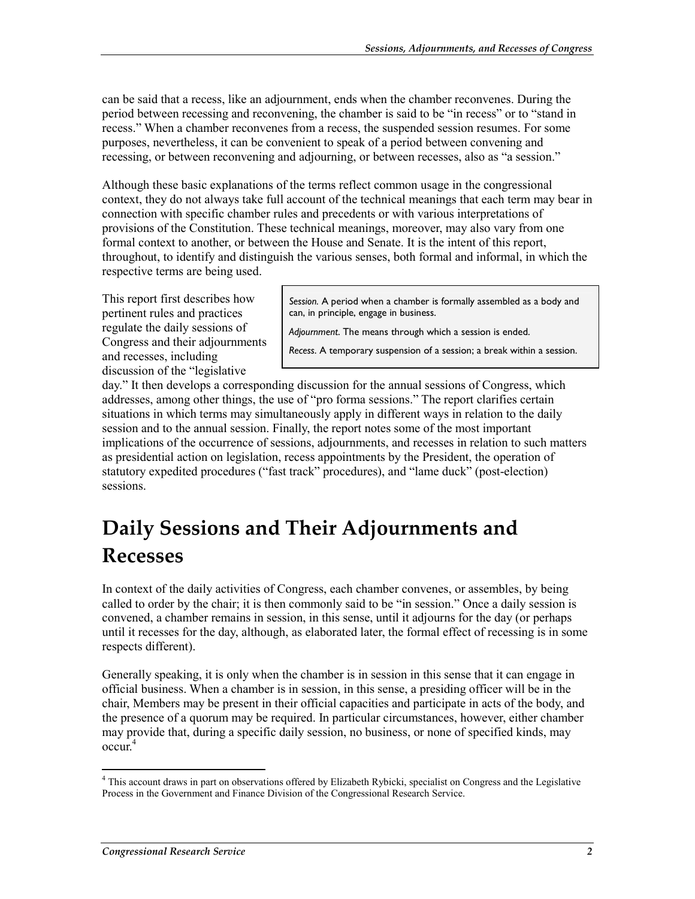can be said that a recess, like an adjournment, ends when the chamber reconvenes. During the period between recessing and reconvening, the chamber is said to be "in recess" or to "stand in recess." When a chamber reconvenes from a recess, the suspended session resumes. For some purposes, nevertheless, it can be convenient to speak of a period between convening and recessing, or between reconvening and adjourning, or between recesses, also as "a session."

Although these basic explanations of the terms reflect common usage in the congressional context, they do not always take full account of the technical meanings that each term may bear in connection with specific chamber rules and precedents or with various interpretations of provisions of the Constitution. These technical meanings, moreover, may also vary from one formal context to another, or between the House and Senate. It is the intent of this report, throughout, to identify and distinguish the various senses, both formal and informal, in which the respective terms are being used.

> *Session.* A period when a chamber is formally assembled as a body and can, in principle, engage in business.
>
> *Adjournment.* The means through which a session is ended.
>
> *Recess.* A temporary suspension of a session; a break within a session.

This report first describes how pertinent rules and practices regulate the daily sessions of Congress and their adjournments and recesses, including discussion of the "legislative day." It then develops a corresponding discussion for the annual sessions of Congress, which addresses, among other things, the use of "pro forma sessions." The report clarifies certain situations in which terms may simultaneously apply in different ways in relation to the daily session and to the annual session. Finally, the report notes some of the most important implications of the occurrence of sessions, adjournments, and recesses in relation to such matters as presidential action on legislation, recess appointments by the President, the operation of statutory expedited procedures ("fast track" procedures), and "lame duck" (post-election) sessions.

# Daily Sessions and Their Adjournments and Recesses

In context of the daily activities of Congress, each chamber convenes, or assembles, by being called to order by the chair; it is then commonly said to be "in session." Once a daily session is convened, a chamber remains in session, in this sense, until it adjourns for the day (or perhaps until it recesses for the day, although, as elaborated later, the formal effect of recessing is in some respects different).

Generally speaking, it is only when the chamber is in session in this sense that it can engage in official business. When a chamber is in session, in this sense, a presiding officer will be in the chair, Members may be present in their official capacities and participate in acts of the body, and the presence of a quorum may be required. In particular circumstances, however, either chamber may provide that, during a specific daily session, no business, or none of specified kinds, may occur.[4]

---

[4] This account draws in part on observations offered by Elizabeth Rybicki, specialist on Congress and the Legislative Process in the Government and Finance Division of the Congressional Research Service.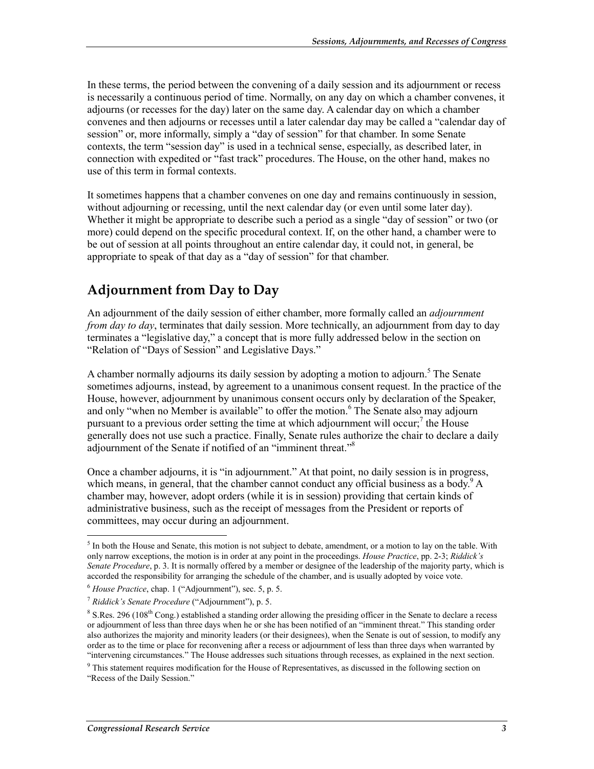In these terms, the period between the convening of a daily session and its adjournment or recess is necessarily a continuous period of time. Normally, on any day on which a chamber convenes, it adjourns (or recesses for the day) later on the same day. A calendar day on which a chamber convenes and then adjourns or recesses until a later calendar day may be called a "calendar day of session" or, more informally, simply a "day of session" for that chamber. In some Senate contexts, the term "session day" is used in a technical sense, especially, as described later, in connection with expedited or "fast track" procedures. The House, on the other hand, makes no use of this term in formal contexts.

It sometimes happens that a chamber convenes on one day and remains continuously in session, without adjourning or recessing, until the next calendar day (or even until some later day). Whether it might be appropriate to describe such a period as a single "day of session" or two (or more) could depend on the specific procedural context. If, on the other hand, a chamber were to be out of session at all points throughout an entire calendar day, it could not, in general, be appropriate to speak of that day as a "day of session" for that chamber.

## Adjournment from Day to Day

An adjournment of the daily session of either chamber, more formally called an *adjournment from day to day*, terminates that daily session. More technically, an adjournment from day to day terminates a "legislative day," a concept that is more fully addressed below in the section on "Relation of "Days of Session" and Legislative Days."

A chamber normally adjourns its daily session by adopting a motion to adjourn.[5] The Senate sometimes adjourns, instead, by agreement to a unanimous consent request. In the practice of the House, however, adjournment by unanimous consent occurs only by declaration of the Speaker, and only "when no Member is available" to offer the motion.[6] The Senate also may adjourn pursuant to a previous order setting the time at which adjournment will occur;[7] the House generally does not use such a practice. Finally, Senate rules authorize the chair to declare a daily adjournment of the Senate if notified of an "imminent threat."[8]

Once a chamber adjourns, it is "in adjournment." At that point, no daily session is in progress, which means, in general, that the chamber cannot conduct any official business as a body.[9] A chamber may, however, adopt orders (while it is in session) providing that certain kinds of administrative business, such as the receipt of messages from the President or reports of committees, may occur during an adjournment.

---

[5] In both the House and Senate, this motion is not subject to debate, amendment, or a motion to lay on the table. With only narrow exceptions, the motion is in order at any point in the proceedings. *House Practice*, pp. 2-3; *Riddick's Senate Procedure*, p. 3. It is normally offered by a member or designee of the leadership of the majority party, which is accorded the responsibility for arranging the schedule of the chamber, and is usually adopted by voice vote.

[6] *House Practice*, chap. 1 ("Adjournment"), sec. 5, p. 5.

[7] *Riddick's Senate Procedure* ("Adjournment"), p. 5.

[8] S.Res. 296 (108th Cong.) established a standing order allowing the presiding officer in the Senate to declare a recess or adjournment of less than three days when he or she has been notified of an "imminent threat." This standing order also authorizes the majority and minority leaders (or their designees), when the Senate is out of session, to modify any order as to the time or place for reconvening after a recess or adjournment of less than three days when warranted by "intervening circumstances." The House addresses such situations through recesses, as explained in the next section.

[9] This statement requires modification for the House of Representatives, as discussed in the following section on "Recess of the Daily Session."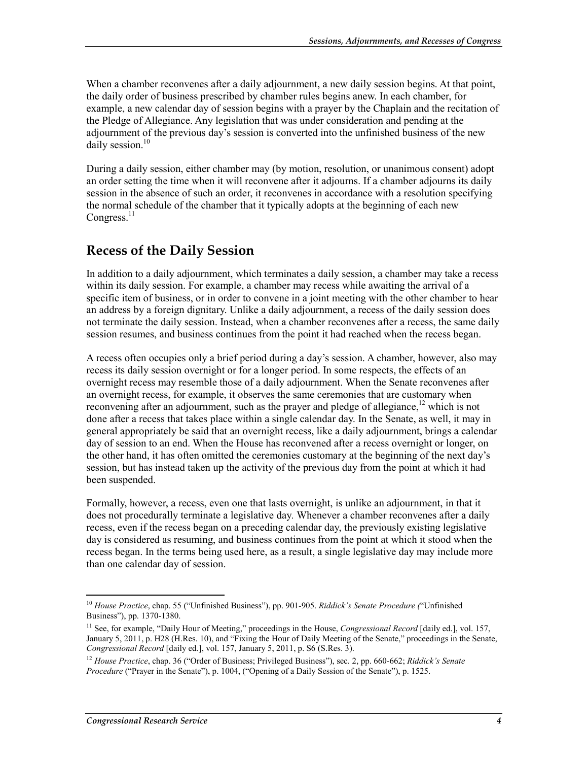When a chamber reconvenes after a daily adjournment, a new daily session begins. At that point, the daily order of business prescribed by chamber rules begins anew. In each chamber, for example, a new calendar day of session begins with a prayer by the Chaplain and the recitation of the Pledge of Allegiance. Any legislation that was under consideration and pending at the adjournment of the previous day's session is converted into the unfinished business of the new daily session.[10]

During a daily session, either chamber may (by motion, resolution, or unanimous consent) adopt an order setting the time when it will reconvene after it adjourns. If a chamber adjourns its daily session in the absence of such an order, it reconvenes in accordance with a resolution specifying the normal schedule of the chamber that it typically adopts at the beginning of each new Congress.[11]

## Recess of the Daily Session

In addition to a daily adjournment, which terminates a daily session, a chamber may take a recess within its daily session. For example, a chamber may recess while awaiting the arrival of a specific item of business, or in order to convene in a joint meeting with the other chamber to hear an address by a foreign dignitary. Unlike a daily adjournment, a recess of the daily session does not terminate the daily session. Instead, when a chamber reconvenes after a recess, the same daily session resumes, and business continues from the point it had reached when the recess began.

A recess often occupies only a brief period during a day's session. A chamber, however, also may recess its daily session overnight or for a longer period. In some respects, the effects of an overnight recess may resemble those of a daily adjournment. When the Senate reconvenes after an overnight recess, for example, it observes the same ceremonies that are customary when reconvening after an adjournment, such as the prayer and pledge of allegiance,[12] which is not done after a recess that takes place within a single calendar day. In the Senate, as well, it may in general appropriately be said that an overnight recess, like a daily adjournment, brings a calendar day of session to an end. When the House has reconvened after a recess overnight or longer, on the other hand, it has often omitted the ceremonies customary at the beginning of the next day's session, but has instead taken up the activity of the previous day from the point at which it had been suspended.

Formally, however, a recess, even one that lasts overnight, is unlike an adjournment, in that it does not procedurally terminate a legislative day. Whenever a chamber reconvenes after a daily recess, even if the recess began on a preceding calendar day, the previously existing legislative day is considered as resuming, and business continues from the point at which it stood when the recess began. In the terms being used here, as a result, a single legislative day may include more than one calendar day of session.

---

[10] *House Practice*, chap. 55 ("Unfinished Business"), pp. 901-905. *Riddick's Senate Procedure* ("Unfinished Business"), pp. 1370-1380.

[11] See, for example, "Daily Hour of Meeting," proceedings in the House, *Congressional Record* [daily ed.], vol. 157, January 5, 2011, p. H28 (H.Res. 10), and "Fixing the Hour of Daily Meeting of the Senate," proceedings in the Senate, *Congressional Record* [daily ed.], vol. 157, January 5, 2011, p. S6 (S.Res. 3).

[12] *House Practice*, chap. 36 ("Order of Business; Privileged Business"), sec. 2, pp. 660-662; *Riddick's Senate Procedure* ("Prayer in the Senate"), p. 1004, ("Opening of a Daily Session of the Senate"), p. 1525.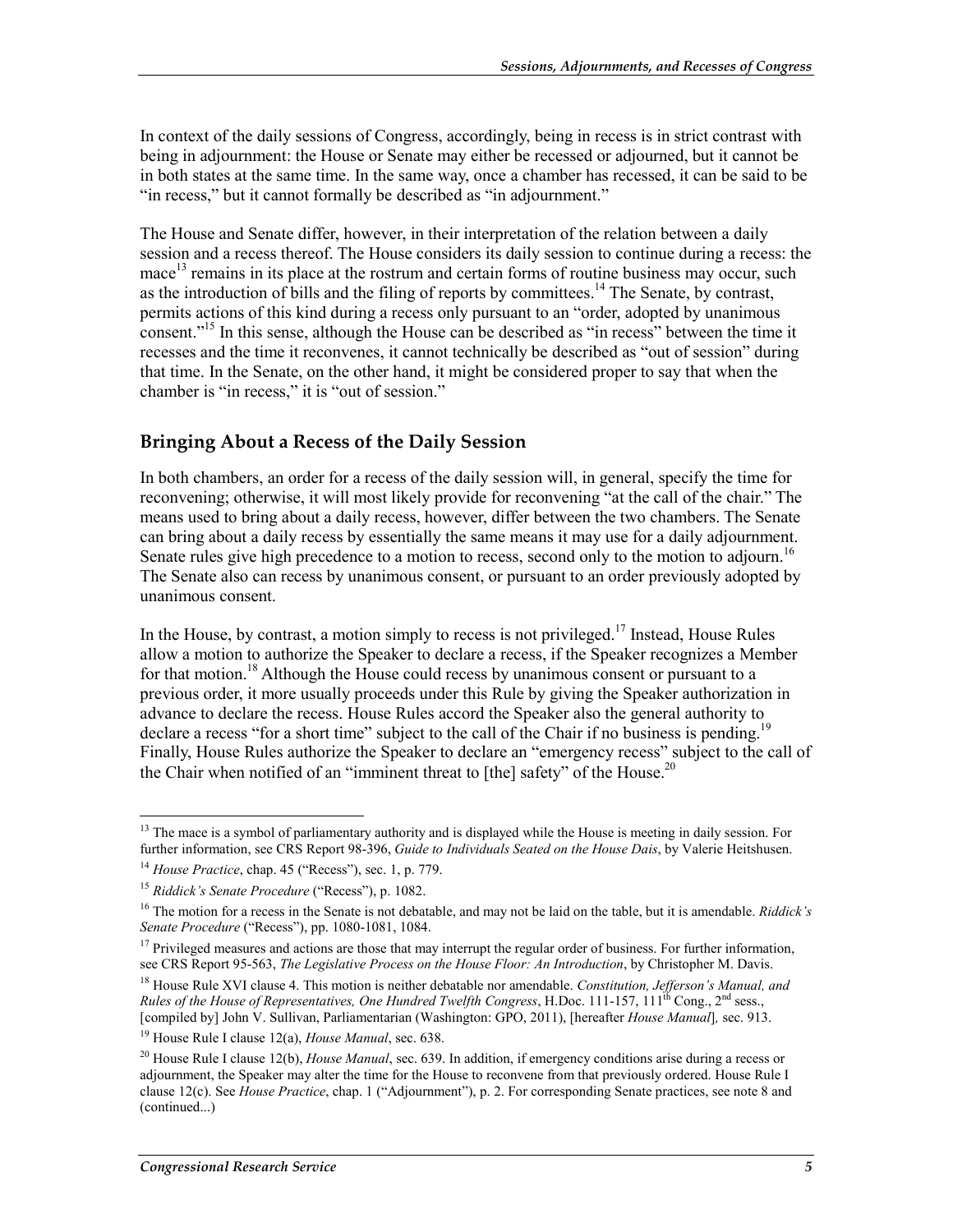In context of the daily sessions of Congress, accordingly, being in recess is in strict contrast with being in adjournment: the House or Senate may either be recessed or adjourned, but it cannot be in both states at the same time. In the same way, once a chamber has recessed, it can be said to be "in recess," but it cannot formally be described as "in adjournment."

The House and Senate differ, however, in their interpretation of the relation between a daily session and a recess thereof. The House considers its daily session to continue during a recess: the mace[13] remains in its place at the rostrum and certain forms of routine business may occur, such as the introduction of bills and the filing of reports by committees.[14] The Senate, by contrast, permits actions of this kind during a recess only pursuant to an "order, adopted by unanimous consent."[15] In this sense, although the House can be described as "in recess" between the time it recesses and the time it reconvenes, it cannot technically be described as "out of session" during that time. In the Senate, on the other hand, it might be considered proper to say that when the chamber is "in recess," it is "out of session."

## Bringing About a Recess of the Daily Session

In both chambers, an order for a recess of the daily session will, in general, specify the time for reconvening; otherwise, it will most likely provide for reconvening "at the call of the chair." The means used to bring about a daily recess, however, differ between the two chambers. The Senate can bring about a daily recess by essentially the same means it may use for a daily adjournment. Senate rules give high precedence to a motion to recess, second only to the motion to adjourn.[16] The Senate also can recess by unanimous consent, or pursuant to an order previously adopted by unanimous consent.

In the House, by contrast, a motion simply to recess is not privileged.[17] Instead, House Rules allow a motion to authorize the Speaker to declare a recess, if the Speaker recognizes a Member for that motion.[18] Although the House could recess by unanimous consent or pursuant to a previous order, it more usually proceeds under this Rule by giving the Speaker authorization in advance to declare the recess. House Rules accord the Speaker also the general authority to declare a recess "for a short time" subject to the call of the Chair if no business is pending.[19] Finally, House Rules authorize the Speaker to declare an "emergency recess" subject to the call of the Chair when notified of an "imminent threat to [the] safety" of the House.[20]

---

[13] The mace is a symbol of parliamentary authority and is displayed while the House is meeting in daily session. For further information, see CRS Report 98-396, *Guide to Individuals Seated on the House Dais*, by Valerie Heitshusen.

[14] *House Practice*, chap. 45 ("Recess"), sec. 1, p. 779.

[15] *Riddick's Senate Procedure* ("Recess"), p. 1082.

[16] The motion for a recess in the Senate is not debatable, and may not be laid on the table, but it is amendable. *Riddick's Senate Procedure* ("Recess"), pp. 1080-1081, 1084.

[17] Privileged measures and actions are those that may interrupt the regular order of business. For further information, see CRS Report 95-563, *The Legislative Process on the House Floor: An Introduction*, by Christopher M. Davis.

[18] House Rule XVI clause 4. This motion is neither debatable nor amendable. *Constitution, Jefferson's Manual, and Rules of the House of Representatives, One Hundred Twelfth Congress*, H.Doc. 111-157, 111th Cong., 2nd sess., [compiled by] John V. Sullivan, Parliamentarian (Washington: GPO, 2011), [hereafter *House Manual*], sec. 913.

[19] House Rule I clause 12(a), *House Manual*, sec. 638.

[20] House Rule I clause 12(b), *House Manual*, sec. 639. In addition, if emergency conditions arise during a recess or adjournment, the Speaker may alter the time for the House to reconvene from that previously ordered. House Rule I clause 12(c). See *House Practice*, chap. 1 ("Adjournment"), p. 2. For corresponding Senate practices, see note 8 and (continued...)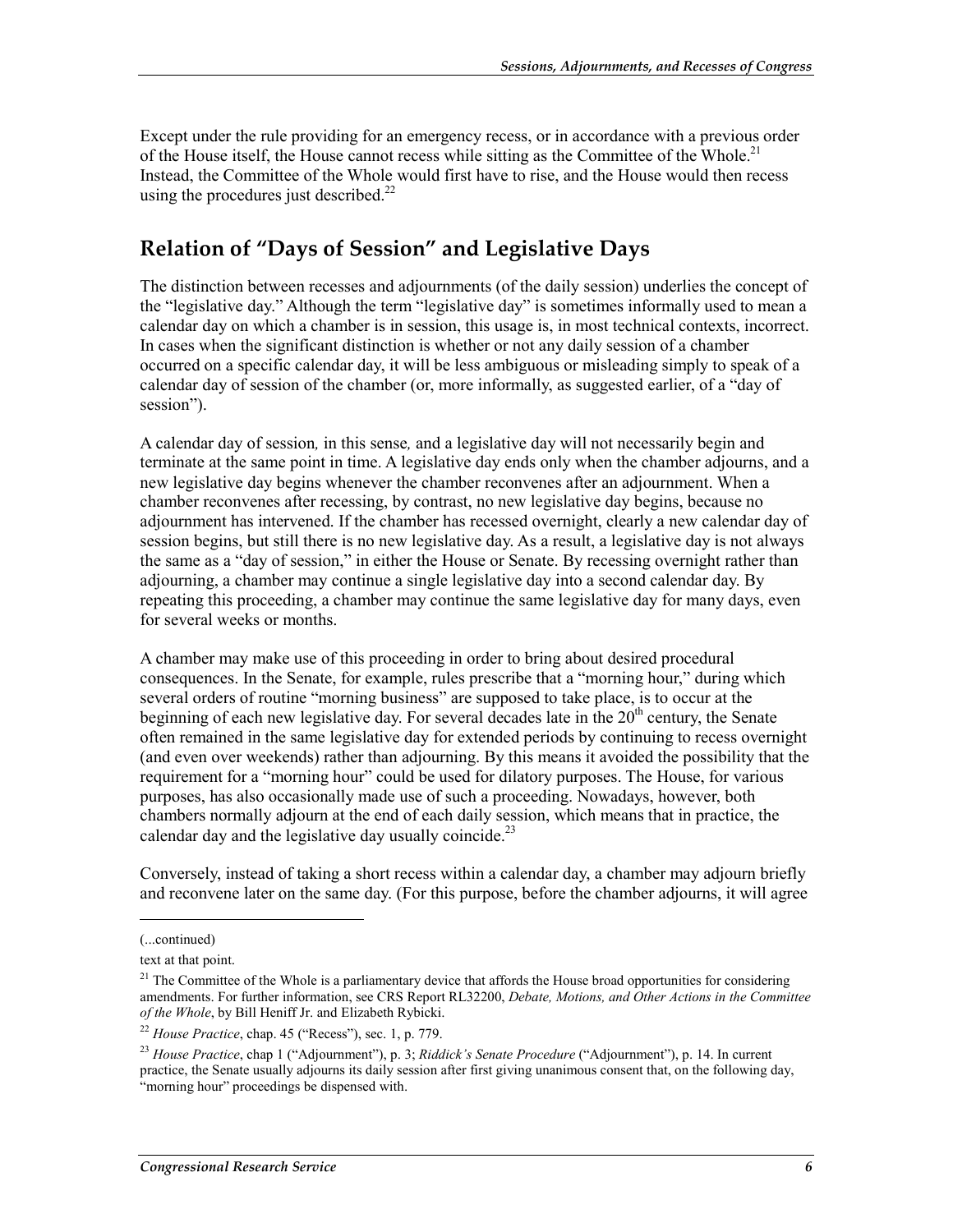Except under the rule providing for an emergency recess, or in accordance with a previous order of the House itself, the House cannot recess while sitting as the Committee of the Whole.[21] Instead, the Committee of the Whole would first have to rise, and the House would then recess using the procedures just described.[22]

## Relation of "Days of Session" and Legislative Days

The distinction between recesses and adjournments (of the daily session) underlies the concept of the "legislative day." Although the term "legislative day" is sometimes informally used to mean a calendar day on which a chamber is in session, this usage is, in most technical contexts, incorrect. In cases when the significant distinction is whether or not any daily session of a chamber occurred on a specific calendar day, it will be less ambiguous or misleading simply to speak of a calendar day of session of the chamber (or, more informally, as suggested earlier, of a "day of session").

A calendar day of session*,* in this sense*,* and a legislative day will not necessarily begin and terminate at the same point in time. A legislative day ends only when the chamber adjourns, and a new legislative day begins whenever the chamber reconvenes after an adjournment. When a chamber reconvenes after recessing, by contrast, no new legislative day begins, because no adjournment has intervened. If the chamber has recessed overnight, clearly a new calendar day of session begins, but still there is no new legislative day. As a result, a legislative day is not always the same as a "day of session," in either the House or Senate. By recessing overnight rather than adjourning, a chamber may continue a single legislative day into a second calendar day. By repeating this proceeding, a chamber may continue the same legislative day for many days, even for several weeks or months.

A chamber may make use of this proceeding in order to bring about desired procedural consequences. In the Senate, for example, rules prescribe that a "morning hour," during which several orders of routine "morning business" are supposed to take place, is to occur at the beginning of each new legislative day. For several decades late in the 20th century, the Senate often remained in the same legislative day for extended periods by continuing to recess overnight (and even over weekends) rather than adjourning. By this means it avoided the possibility that the requirement for a "morning hour" could be used for dilatory purposes. The House, for various purposes, has also occasionally made use of such a proceeding. Nowadays, however, both chambers normally adjourn at the end of each daily session, which means that in practice, the calendar day and the legislative day usually coincide.[23]

Conversely, instead of taking a short recess within a calendar day, a chamber may adjourn briefly and reconvene later on the same day. (For this purpose, before the chamber adjourns, it will agree

---

(...continued)

text at that point.

[21] The Committee of the Whole is a parliamentary device that affords the House broad opportunities for considering amendments. For further information, see CRS Report RL32200, *Debate, Motions, and Other Actions in the Committee of the Whole*, by Bill Heniff Jr. and Elizabeth Rybicki.

[22] *House Practice*, chap. 45 ("Recess"), sec. 1, p. 779.

[23] *House Practice*, chap 1 ("Adjournment"), p. 3; *Riddick's Senate Procedure* ("Adjournment"), p. 14. In current practice, the Senate usually adjourns its daily session after first giving unanimous consent that, on the following day, "morning hour" proceedings be dispensed with.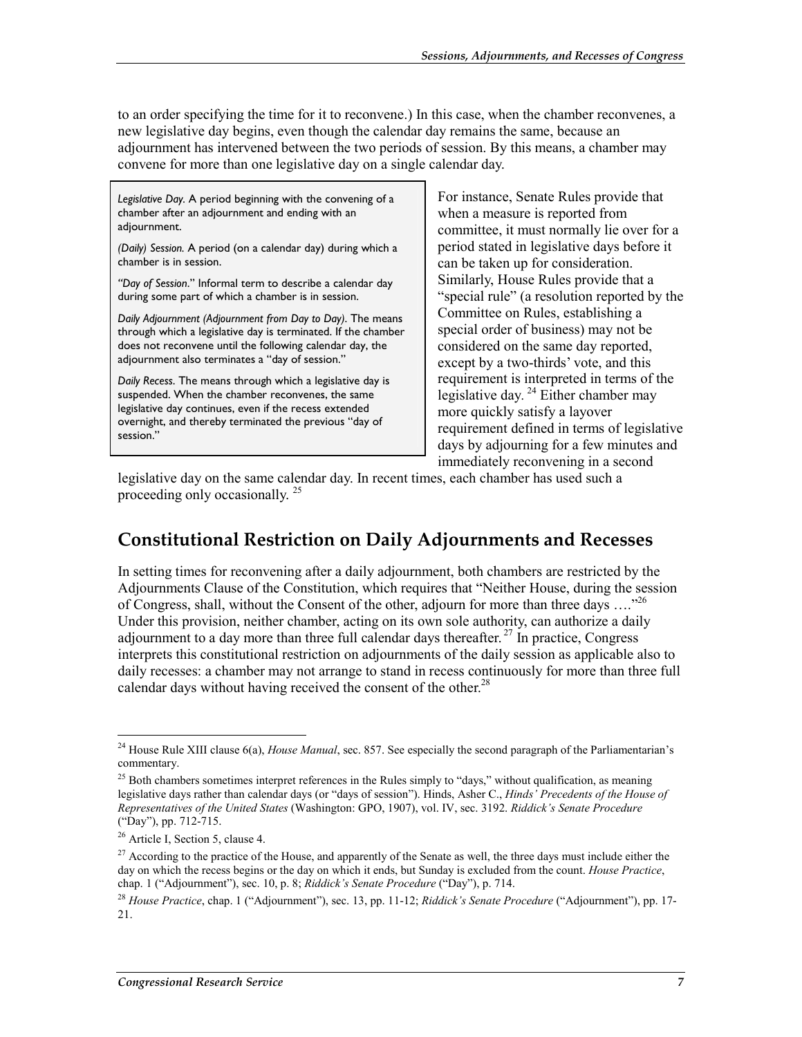to an order specifying the time for it to reconvene.) In this case, when the chamber reconvenes, a new legislative day begins, even though the calendar day remains the same, because an adjournment has intervened between the two periods of session. By this means, a chamber may convene for more than one legislative day on a single calendar day.

> *Legislative Day.* A period beginning with the convening of a chamber after an adjournment and ending with an adjournment.
>
> *(Daily) Session.* A period (on a calendar day) during which a chamber is in session.
>
> *"Day of Session."* Informal term to describe a calendar day during some part of which a chamber is in session.
>
> *Daily Adjournment (Adjournment from Day to Day).* The means through which a legislative day is terminated. If the chamber does not reconvene until the following calendar day, the adjournment also terminates a "day of session."
>
> *Daily Recess.* The means through which a legislative day is suspended. When the chamber reconvenes, the same legislative day continues, even if the recess extended overnight, and thereby terminated the previous "day of session."

For instance, Senate Rules provide that when a measure is reported from committee, it must normally lie over for a period stated in legislative days before it can be taken up for consideration. Similarly, House Rules provide that a "special rule" (a resolution reported by the Committee on Rules, establishing a special order of business) may not be considered on the same day reported, except by a two-thirds' vote, and this requirement is interpreted in terms of the legislative day.[24] Either chamber may more quickly satisfy a layover requirement defined in terms of legislative days by adjourning for a few minutes and immediately reconvening in a second legislative day on the same calendar day. In recent times, each chamber has used such a proceeding only occasionally.[25]

## Constitutional Restriction on Daily Adjournments and Recesses

In setting times for reconvening after a daily adjournment, both chambers are restricted by the Adjournments Clause of the Constitution, which requires that "Neither House, during the session of Congress, shall, without the Consent of the other, adjourn for more than three days …."[26] Under this provision, neither chamber, acting on its own sole authority, can authorize a daily adjournment to a day more than three full calendar days thereafter.[27] In practice, Congress interprets this constitutional restriction on adjournments of the daily session as applicable also to daily recesses: a chamber may not arrange to stand in recess continuously for more than three full calendar days without having received the consent of the other.[28]

---

[24] House Rule XIII clause 6(a), *House Manual*, sec. 857. See especially the second paragraph of the Parliamentarian's commentary.

[25] Both chambers sometimes interpret references in the Rules simply to "days," without qualification, as meaning legislative days rather than calendar days (or "days of session"). Hinds, Asher C., *Hinds' Precedents of the House of Representatives of the United States* (Washington: GPO, 1907), vol. IV, sec. 3192. *Riddick's Senate Procedure* ("Day"), pp. 712-715.

[26] Article I, Section 5, clause 4.

[27] According to the practice of the House, and apparently of the Senate as well, the three days must include either the day on which the recess begins or the day on which it ends, but Sunday is excluded from the count. *House Practice*, chap. 1 ("Adjournment"), sec. 10, p. 8; *Riddick's Senate Procedure* ("Day"), p. 714.

[28] *House Practice*, chap. 1 ("Adjournment"), sec. 13, pp. 11-12; *Riddick's Senate Procedure* ("Adjournment"), pp. 17-21.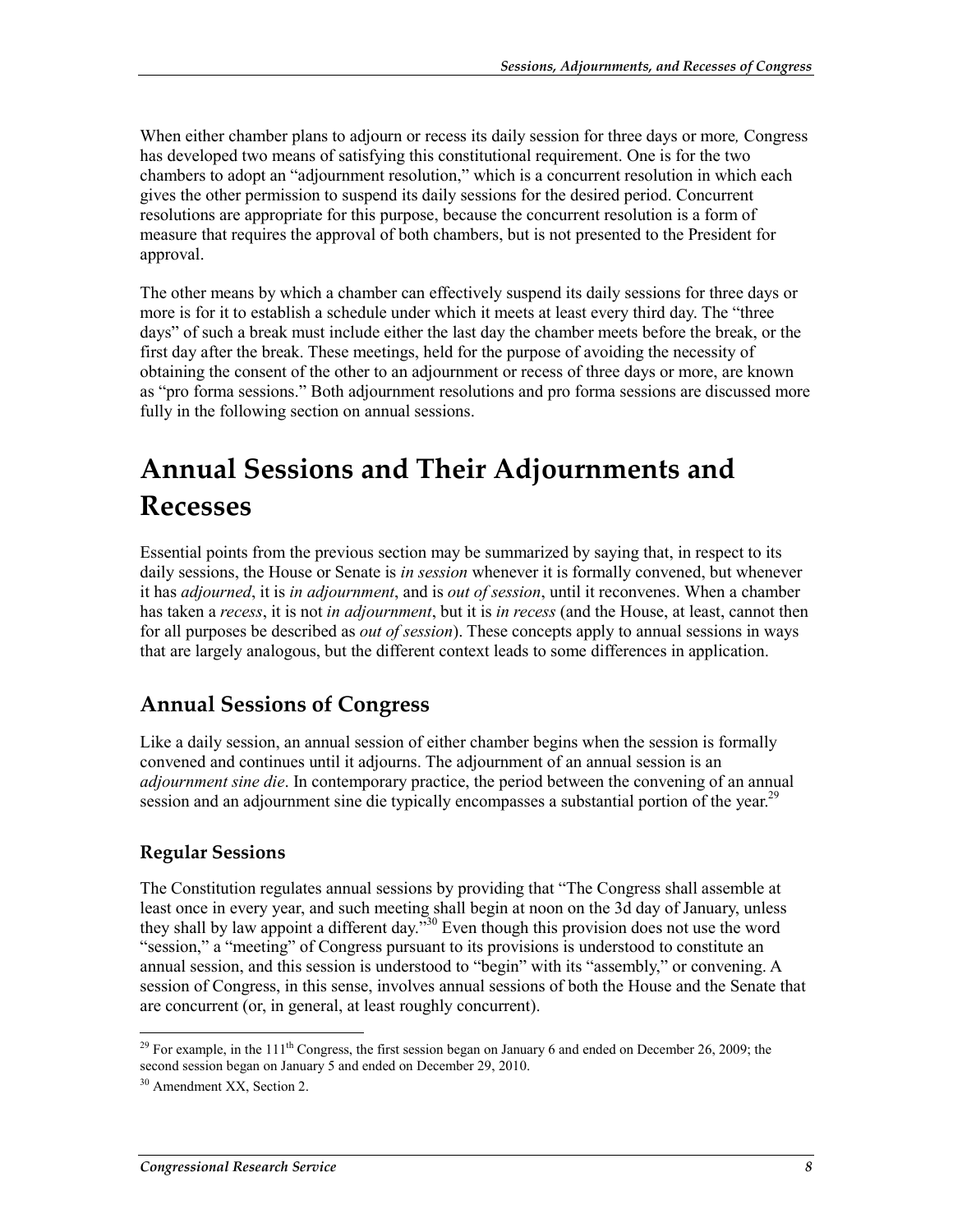When either chamber plans to adjourn or recess its daily session for three days or more*,* Congress has developed two means of satisfying this constitutional requirement. One is for the two chambers to adopt an "adjournment resolution," which is a concurrent resolution in which each gives the other permission to suspend its daily sessions for the desired period. Concurrent resolutions are appropriate for this purpose, because the concurrent resolution is a form of measure that requires the approval of both chambers, but is not presented to the President for approval.

The other means by which a chamber can effectively suspend its daily sessions for three days or more is for it to establish a schedule under which it meets at least every third day. The "three days" of such a break must include either the last day the chamber meets before the break, or the first day after the break. These meetings, held for the purpose of avoiding the necessity of obtaining the consent of the other to an adjournment or recess of three days or more, are known as "pro forma sessions." Both adjournment resolutions and pro forma sessions are discussed more fully in the following section on annual sessions.

# Annual Sessions and Their Adjournments and Recesses

Essential points from the previous section may be summarized by saying that, in respect to its daily sessions, the House or Senate is *in session* whenever it is formally convened, but whenever it has *adjourned*, it is *in adjournment*, and is *out of session*, until it reconvenes. When a chamber has taken a *recess*, it is not *in adjournment*, but it is *in recess* (and the House, at least, cannot then for all purposes be described as *out of session*). These concepts apply to annual sessions in ways that are largely analogous, but the different context leads to some differences in application.

## Annual Sessions of Congress

Like a daily session, an annual session of either chamber begins when the session is formally convened and continues until it adjourns. The adjournment of an annual session is an *adjournment sine die*. In contemporary practice, the period between the convening of an annual session and an adjournment sine die typically encompasses a substantial portion of the year.[29]

### Regular Sessions

The Constitution regulates annual sessions by providing that "The Congress shall assemble at least once in every year, and such meeting shall begin at noon on the 3d day of January, unless they shall by law appoint a different day."[30] Even though this provision does not use the word "session," a "meeting" of Congress pursuant to its provisions is understood to constitute an annual session, and this session is understood to "begin" with its "assembly," or convening. A session of Congress, in this sense, involves annual sessions of both the House and the Senate that are concurrent (or, in general, at least roughly concurrent).

---

[29] For example, in the 111th Congress, the first session began on January 6 and ended on December 26, 2009; the second session began on January 5 and ended on December 29, 2010.

[30] Amendment XX, Section 2.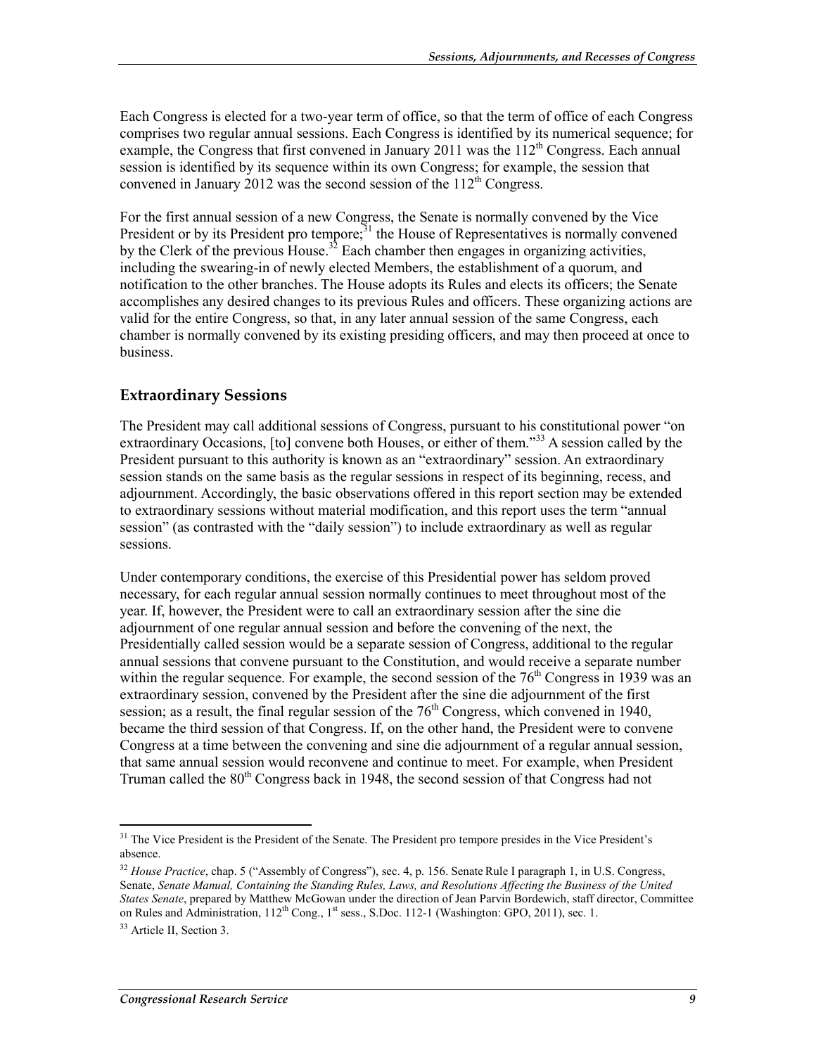Each Congress is elected for a two-year term of office, so that the term of office of each Congress comprises two regular annual sessions. Each Congress is identified by its numerical sequence; for example, the Congress that first convened in January 2011 was the 112th Congress. Each annual session is identified by its sequence within its own Congress; for example, the session that convened in January 2012 was the second session of the 112th Congress.

For the first annual session of a new Congress, the Senate is normally convened by the Vice President or by its President pro tempore;[31] the House of Representatives is normally convened by the Clerk of the previous House.[32] Each chamber then engages in organizing activities, including the swearing-in of newly elected Members, the establishment of a quorum, and notification to the other branches. The House adopts its Rules and elects its officers; the Senate accomplishes any desired changes to its previous Rules and officers. These organizing actions are valid for the entire Congress, so that, in any later annual session of the same Congress, each chamber is normally convened by its existing presiding officers, and may then proceed at once to business.

## Extraordinary Sessions

The President may call additional sessions of Congress, pursuant to his constitutional power "on extraordinary Occasions, [to] convene both Houses, or either of them."[33] A session called by the President pursuant to this authority is known as an "extraordinary" session. An extraordinary session stands on the same basis as the regular sessions in respect of its beginning, recess, and adjournment. Accordingly, the basic observations offered in this report section may be extended to extraordinary sessions without material modification, and this report uses the term "annual session" (as contrasted with the "daily session") to include extraordinary as well as regular sessions.

Under contemporary conditions, the exercise of this Presidential power has seldom proved necessary, for each regular annual session normally continues to meet throughout most of the year. If, however, the President were to call an extraordinary session after the sine die adjournment of one regular annual session and before the convening of the next, the Presidentially called session would be a separate session of Congress, additional to the regular annual sessions that convene pursuant to the Constitution, and would receive a separate number within the regular sequence. For example, the second session of the 76th Congress in 1939 was an extraordinary session, convened by the President after the sine die adjournment of the first session; as a result, the final regular session of the 76th Congress, which convened in 1940, became the third session of that Congress. If, on the other hand, the President were to convene Congress at a time between the convening and sine die adjournment of a regular annual session, that same annual session would reconvene and continue to meet. For example, when President Truman called the 80th Congress back in 1948, the second session of that Congress had not

---

[31] The Vice President is the President of the Senate. The President pro tempore presides in the Vice President's absence.

[32] *House Practice*, chap. 5 ("Assembly of Congress"), sec. 4, p. 156. Senate Rule I paragraph 1, in U.S. Congress, Senate, *Senate Manual, Containing the Standing Rules, Laws, and Resolutions Affecting the Business of the United States Senate*, prepared by Matthew McGowan under the direction of Jean Parvin Bordewich, staff director, Committee on Rules and Administration, 112th Cong., 1st sess., S.Doc. 112-1 (Washington: GPO, 2011), sec. 1.

[33] Article II, Section 3.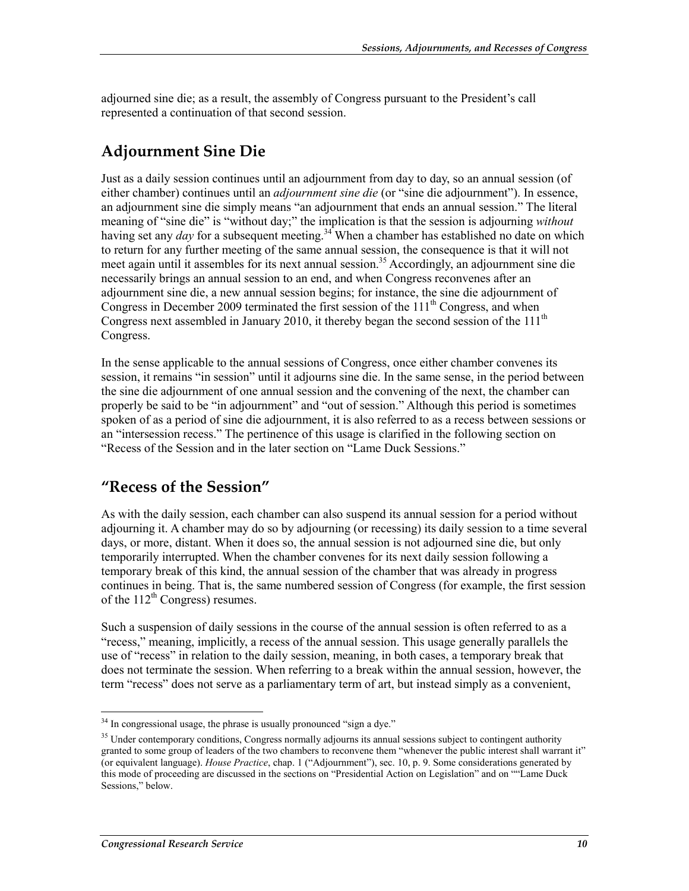adjourned sine die; as a result, the assembly of Congress pursuant to the President's call represented a continuation of that second session.

## Adjournment Sine Die

Just as a daily session continues until an adjournment from day to day, so an annual session (of either chamber) continues until an *adjournment sine die* (or "sine die adjournment"). In essence, an adjournment sine die simply means "an adjournment that ends an annual session." The literal meaning of "sine die" is "without day;" the implication is that the session is adjourning *without* having set any *day* for a subsequent meeting.[34] When a chamber has established no date on which to return for any further meeting of the same annual session, the consequence is that it will not meet again until it assembles for its next annual session.[35] Accordingly, an adjournment sine die necessarily brings an annual session to an end, and when Congress reconvenes after an adjournment sine die, a new annual session begins; for instance, the sine die adjournment of Congress in December 2009 terminated the first session of the 111th Congress, and when Congress next assembled in January 2010, it thereby began the second session of the 111th Congress.

In the sense applicable to the annual sessions of Congress, once either chamber convenes its session, it remains "in session" until it adjourns sine die. In the same sense, in the period between the sine die adjournment of one annual session and the convening of the next, the chamber can properly be said to be "in adjournment" and "out of session." Although this period is sometimes spoken of as a period of sine die adjournment, it is also referred to as a recess between sessions or an "intersession recess." The pertinence of this usage is clarified in the following section on "Recess of the Session and in the later section on "Lame Duck Sessions."

## "Recess of the Session"

As with the daily session, each chamber can also suspend its annual session for a period without adjourning it. A chamber may do so by adjourning (or recessing) its daily session to a time several days, or more, distant. When it does so, the annual session is not adjourned sine die, but only temporarily interrupted. When the chamber convenes for its next daily session following a temporary break of this kind, the annual session of the chamber that was already in progress continues in being. That is, the same numbered session of Congress (for example, the first session of the 112th Congress) resumes.

Such a suspension of daily sessions in the course of the annual session is often referred to as a "recess," meaning, implicitly, a recess of the annual session. This usage generally parallels the use of "recess" in relation to the daily session, meaning, in both cases, a temporary break that does not terminate the session. When referring to a break within the annual session, however, the term "recess" does not serve as a parliamentary term of art, but instead simply as a convenient,

---

[34] In congressional usage, the phrase is usually pronounced "sign a dye."

[35] Under contemporary conditions, Congress normally adjourns its annual sessions subject to contingent authority granted to some group of leaders of the two chambers to reconvene them "whenever the public interest shall warrant it" (or equivalent language). *House Practice*, chap. 1 ("Adjournment"), sec. 10, p. 9. Some considerations generated by this mode of proceeding are discussed in the sections on "Presidential Action on Legislation" and on ""Lame Duck Sessions," below.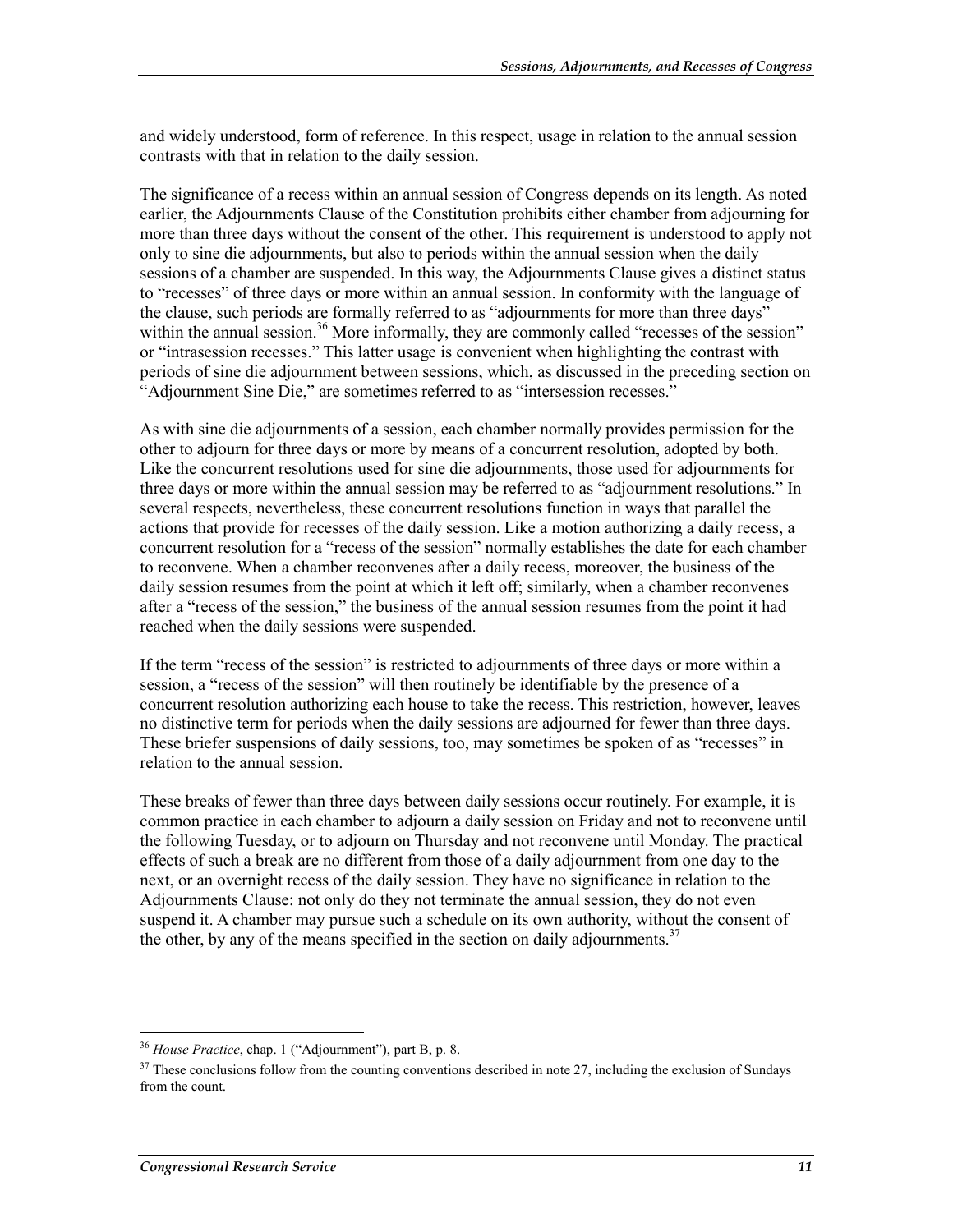and widely understood, form of reference. In this respect, usage in relation to the annual session contrasts with that in relation to the daily session.

The significance of a recess within an annual session of Congress depends on its length. As noted earlier, the Adjournments Clause of the Constitution prohibits either chamber from adjourning for more than three days without the consent of the other. This requirement is understood to apply not only to sine die adjournments, but also to periods within the annual session when the daily sessions of a chamber are suspended. In this way, the Adjournments Clause gives a distinct status to "recesses" of three days or more within an annual session. In conformity with the language of the clause, such periods are formally referred to as "adjournments for more than three days" within the annual session.[36] More informally, they are commonly called "recesses of the session" or "intrasession recesses." This latter usage is convenient when highlighting the contrast with periods of sine die adjournment between sessions, which, as discussed in the preceding section on "Adjournment Sine Die," are sometimes referred to as "intersession recesses."

As with sine die adjournments of a session, each chamber normally provides permission for the other to adjourn for three days or more by means of a concurrent resolution, adopted by both. Like the concurrent resolutions used for sine die adjournments, those used for adjournments for three days or more within the annual session may be referred to as "adjournment resolutions." In several respects, nevertheless, these concurrent resolutions function in ways that parallel the actions that provide for recesses of the daily session. Like a motion authorizing a daily recess, a concurrent resolution for a "recess of the session" normally establishes the date for each chamber to reconvene. When a chamber reconvenes after a daily recess, moreover, the business of the daily session resumes from the point at which it left off; similarly, when a chamber reconvenes after a "recess of the session," the business of the annual session resumes from the point it had reached when the daily sessions were suspended.

If the term "recess of the session" is restricted to adjournments of three days or more within a session, a "recess of the session" will then routinely be identifiable by the presence of a concurrent resolution authorizing each house to take the recess. This restriction, however, leaves no distinctive term for periods when the daily sessions are adjourned for fewer than three days. These briefer suspensions of daily sessions, too, may sometimes be spoken of as "recesses" in relation to the annual session.

These breaks of fewer than three days between daily sessions occur routinely. For example, it is common practice in each chamber to adjourn a daily session on Friday and not to reconvene until the following Tuesday, or to adjourn on Thursday and not reconvene until Monday. The practical effects of such a break are no different from those of a daily adjournment from one day to the next, or an overnight recess of the daily session. They have no significance in relation to the Adjournments Clause: not only do they not terminate the annual session, they do not even suspend it. A chamber may pursue such a schedule on its own authority, without the consent of the other, by any of the means specified in the section on daily adjournments.[37]

---

[36] *House Practice*, chap. 1 ("Adjournment"), part B, p. 8.

[37] These conclusions follow from the counting conventions described in note 27, including the exclusion of Sundays from the count.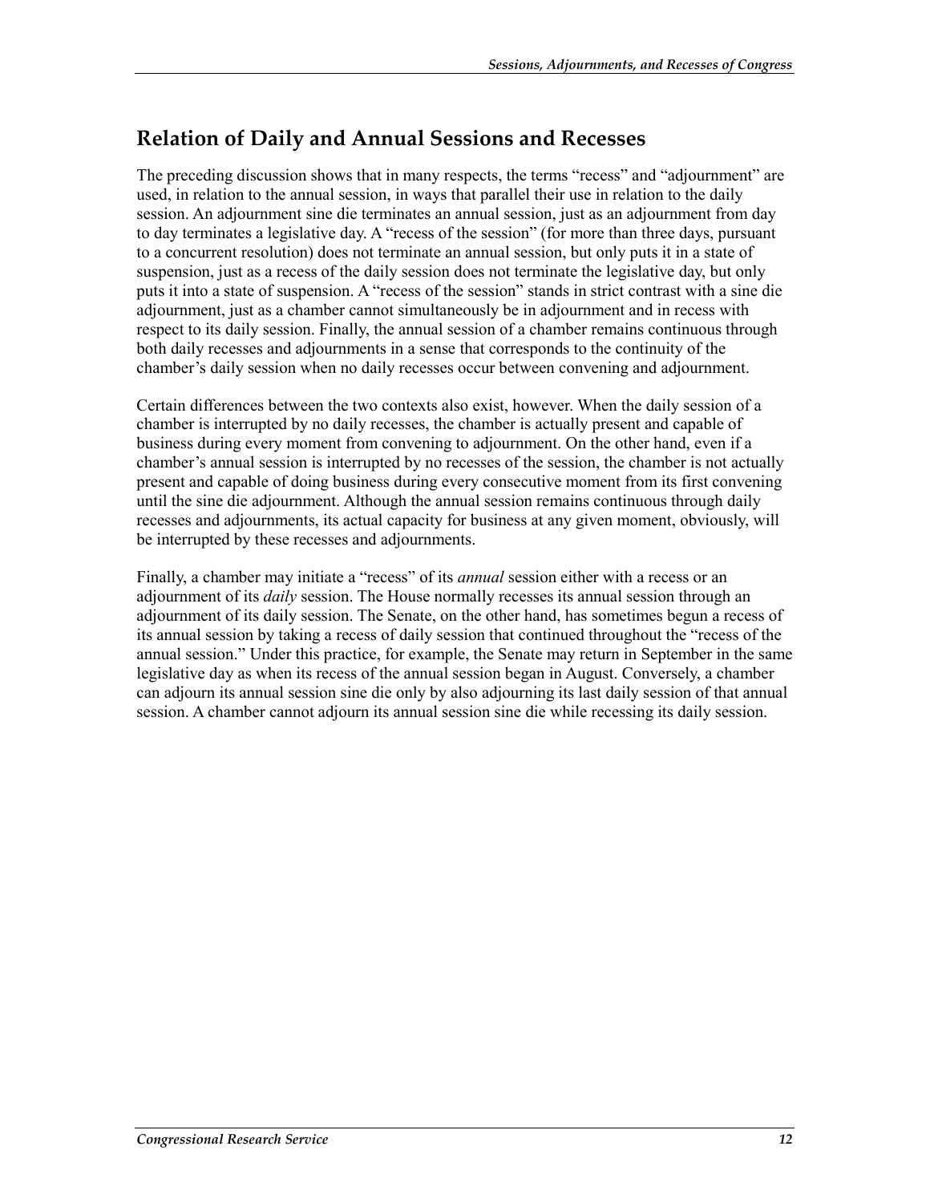## Relation of Daily and Annual Sessions and Recesses

The preceding discussion shows that in many respects, the terms "recess" and "adjournment" are used, in relation to the annual session, in ways that parallel their use in relation to the daily session. An adjournment sine die terminates an annual session, just as an adjournment from day to day terminates a legislative day. A "recess of the session" (for more than three days, pursuant to a concurrent resolution) does not terminate an annual session, but only puts it in a state of suspension, just as a recess of the daily session does not terminate the legislative day, but only puts it into a state of suspension. A "recess of the session" stands in strict contrast with a sine die adjournment, just as a chamber cannot simultaneously be in adjournment and in recess with respect to its daily session. Finally, the annual session of a chamber remains continuous through both daily recesses and adjournments in a sense that corresponds to the continuity of the chamber's daily session when no daily recesses occur between convening and adjournment.

Certain differences between the two contexts also exist, however. When the daily session of a chamber is interrupted by no daily recesses, the chamber is actually present and capable of business during every moment from convening to adjournment. On the other hand, even if a chamber's annual session is interrupted by no recesses of the session, the chamber is not actually present and capable of doing business during every consecutive moment from its first convening until the sine die adjournment. Although the annual session remains continuous through daily recesses and adjournments, its actual capacity for business at any given moment, obviously, will be interrupted by these recesses and adjournments.

Finally, a chamber may initiate a "recess" of its *annual* session either with a recess or an adjournment of its *daily* session. The House normally recesses its annual session through an adjournment of its daily session. The Senate, on the other hand, has sometimes begun a recess of its annual session by taking a recess of daily session that continued throughout the "recess of the annual session." Under this practice, for example, the Senate may return in September in the same legislative day as when its recess of the annual session began in August. Conversely, a chamber can adjourn its annual session sine die only by also adjourning its last daily session of that annual session. A chamber cannot adjourn its annual session sine die while recessing its daily session.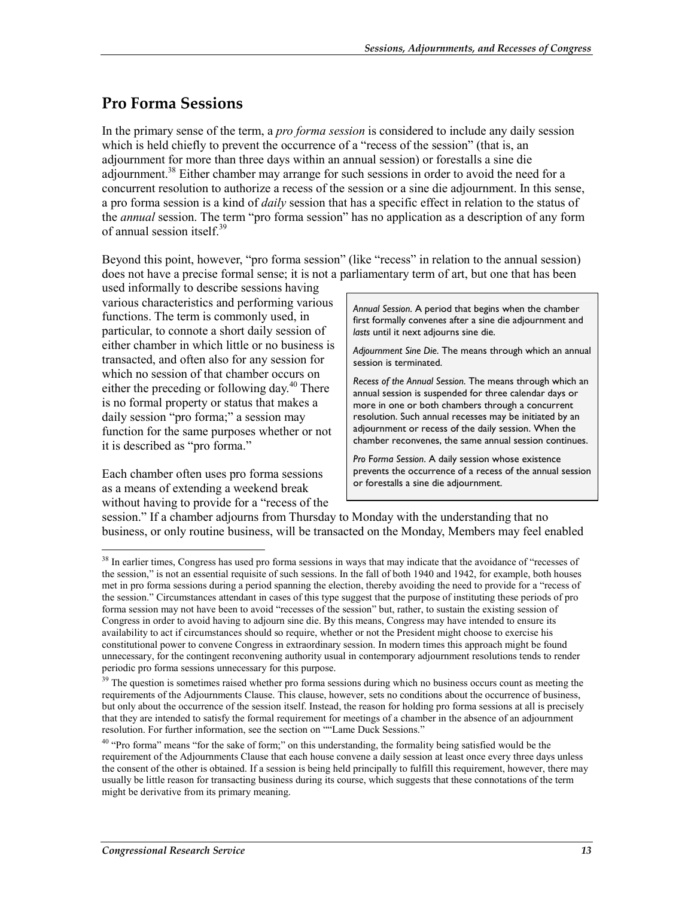## Pro Forma Sessions

In the primary sense of the term, a *pro forma session* is considered to include any daily session which is held chiefly to prevent the occurrence of a "recess of the session" (that is, an adjournment for more than three days within an annual session) or forestalls a sine die adjournment.[38] Either chamber may arrange for such sessions in order to avoid the need for a concurrent resolution to authorize a recess of the session or a sine die adjournment. In this sense, a pro forma session is a kind of *daily* session that has a specific effect in relation to the status of the *annual* session. The term "pro forma session" has no application as a description of any form of annual session itself.[39]

Beyond this point, however, "pro forma session" (like "recess" in relation to the annual session) does not have a precise formal sense; it is not a parliamentary term of art, but one that has been used informally to describe sessions having various characteristics and performing various functions. The term is commonly used, in particular, to connote a short daily session of either chamber in which little or no business is transacted, and often also for any session for which no session of that chamber occurs on either the preceding or following day.[40] There is no formal property or status that makes a daily session "pro forma;" a session may function for the same purposes whether or not it is described as "pro forma."

> *Annual Session.* A period that begins when the chamber first formally convenes after a sine die adjournment and *lasts* until it next adjourns sine die.
>
> *Adjournment Sine Die.* The means through which an annual session is terminated.
>
> *Recess of the Annual Session.* The means through which an annual session is suspended for three calendar days or more in one or both chambers through a concurrent resolution. Such annual recesses may be initiated by an adjournment or recess of the daily session. When the chamber reconvenes, the same annual session continues.
>
> *Pro Forma Session.* A daily session whose existence prevents the occurrence of a recess of the annual session or forestalls a sine die adjournment.

Each chamber often uses pro forma sessions as a means of extending a weekend break without having to provide for a "recess of the session." If a chamber adjourns from Thursday to Monday with the understanding that no business, or only routine business, will be transacted on the Monday, Members may feel enabled

---

[38] In earlier times, Congress has used pro forma sessions in ways that may indicate that the avoidance of "recesses of the session," is not an essential requisite of such sessions. In the fall of both 1940 and 1942, for example, both houses met in pro forma sessions during a period spanning the election, thereby avoiding the need to provide for a "recess of the session." Circumstances attendant in cases of this type suggest that the purpose of instituting these periods of pro forma session may not have been to avoid "recesses of the session" but, rather, to sustain the existing session of Congress in order to avoid having to adjourn sine die. By this means, Congress may have intended to ensure its availability to act if circumstances should so require, whether or not the President might choose to exercise his constitutional power to convene Congress in extraordinary session. In modern times this approach might be found unnecessary, for the contingent reconvening authority usual in contemporary adjournment resolutions tends to render periodic pro forma sessions unnecessary for this purpose.

[39] The question is sometimes raised whether pro forma sessions during which no business occurs count as meeting the requirements of the Adjournments Clause. This clause, however, sets no conditions about the occurrence of business, but only about the occurrence of the session itself. Instead, the reason for holding pro forma sessions at all is precisely that they are intended to satisfy the formal requirement for meetings of a chamber in the absence of an adjournment resolution. For further information, see the section on ""Lame Duck Sessions."

[40] "Pro forma" means "for the sake of form;" on this understanding, the formality being satisfied would be the requirement of the Adjournments Clause that each house convene a daily session at least once every three days unless the consent of the other is obtained. If a session is being held principally to fulfill this requirement, however, there may usually be little reason for transacting business during its course, which suggests that these connotations of the term might be derivative from its primary meaning.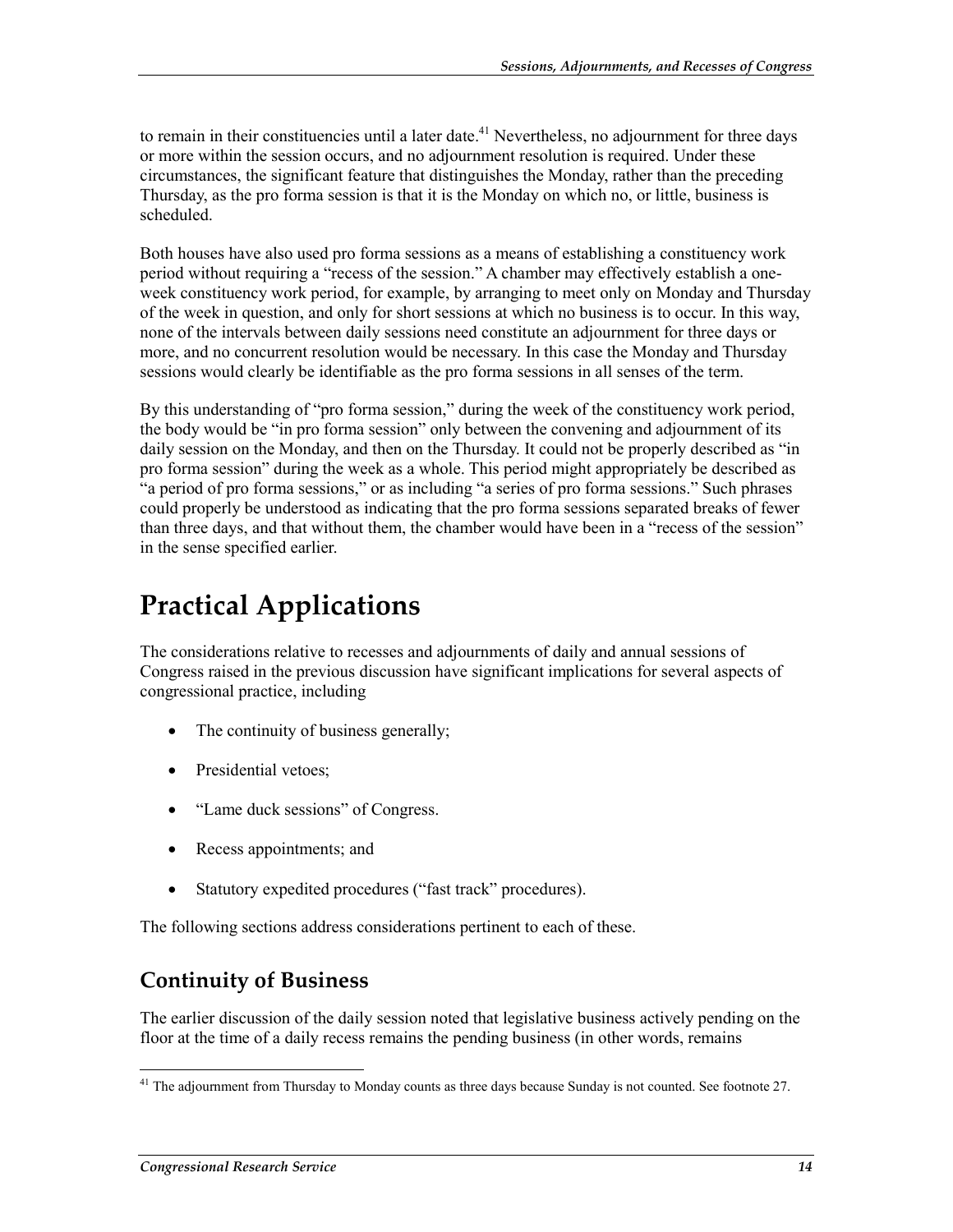to remain in their constituencies until a later date.[41] Nevertheless, no adjournment for three days or more within the session occurs, and no adjournment resolution is required. Under these circumstances, the significant feature that distinguishes the Monday, rather than the preceding Thursday, as the pro forma session is that it is the Monday on which no, or little, business is scheduled.

Both houses have also used pro forma sessions as a means of establishing a constituency work period without requiring a "recess of the session." A chamber may effectively establish a one-week constituency work period, for example, by arranging to meet only on Monday and Thursday of the week in question, and only for short sessions at which no business is to occur. In this way, none of the intervals between daily sessions need constitute an adjournment for three days or more, and no concurrent resolution would be necessary. In this case the Monday and Thursday sessions would clearly be identifiable as the pro forma sessions in all senses of the term.

By this understanding of "pro forma session," during the week of the constituency work period, the body would be "in pro forma session" only between the convening and adjournment of its daily session on the Monday, and then on the Thursday. It could not be properly described as "in pro forma session" during the week as a whole. This period might appropriately be described as "a period of pro forma sessions," or as including "a series of pro forma sessions." Such phrases could properly be understood as indicating that the pro forma sessions separated breaks of fewer than three days, and that without them, the chamber would have been in a "recess of the session" in the sense specified earlier.

# Practical Applications

The considerations relative to recesses and adjournments of daily and annual sessions of Congress raised in the previous discussion have significant implications for several aspects of congressional practice, including

- The continuity of business generally;
- Presidential vetoes;
- "Lame duck sessions" of Congress.
- Recess appointments; and
- Statutory expedited procedures ("fast track" procedures).

The following sections address considerations pertinent to each of these.

## Continuity of Business

The earlier discussion of the daily session noted that legislative business actively pending on the floor at the time of a daily recess remains the pending business (in other words, remains

---

[41] The adjournment from Thursday to Monday counts as three days because Sunday is not counted. See footnote 27.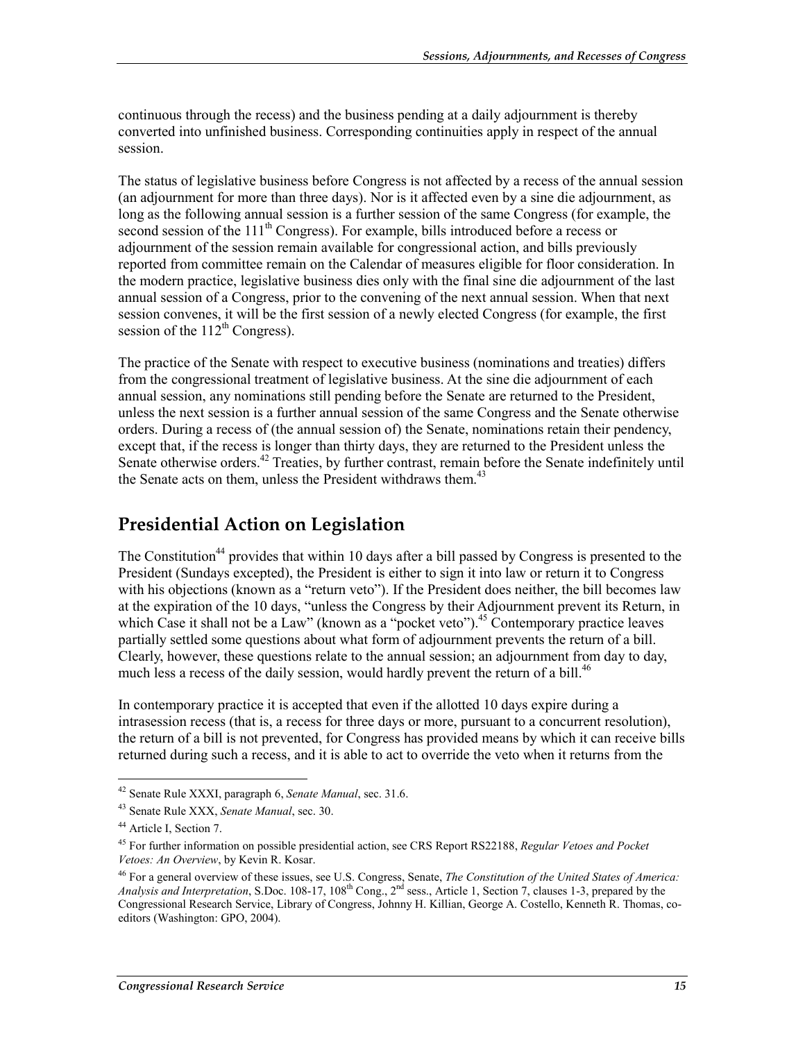continuous through the recess) and the business pending at a daily adjournment is thereby converted into unfinished business. Corresponding continuities apply in respect of the annual session.

The status of legislative business before Congress is not affected by a recess of the annual session (an adjournment for more than three days). Nor is it affected even by a sine die adjournment, as long as the following annual session is a further session of the same Congress (for example, the second session of the 111th Congress). For example, bills introduced before a recess or adjournment of the session remain available for congressional action, and bills previously reported from committee remain on the Calendar of measures eligible for floor consideration. In the modern practice, legislative business dies only with the final sine die adjournment of the last annual session of a Congress, prior to the convening of the next annual session. When that next session convenes, it will be the first session of a newly elected Congress (for example, the first session of the 112th Congress).

The practice of the Senate with respect to executive business (nominations and treaties) differs from the congressional treatment of legislative business. At the sine die adjournment of each annual session, any nominations still pending before the Senate are returned to the President, unless the next session is a further annual session of the same Congress and the Senate otherwise orders. During a recess of (the annual session of) the Senate, nominations retain their pendency, except that, if the recess is longer than thirty days, they are returned to the President unless the Senate otherwise orders.[42] Treaties, by further contrast, remain before the Senate indefinitely until the Senate acts on them, unless the President withdraws them.[43]

## Presidential Action on Legislation

The Constitution[44] provides that within 10 days after a bill passed by Congress is presented to the President (Sundays excepted), the President is either to sign it into law or return it to Congress with his objections (known as a "return veto"). If the President does neither, the bill becomes law at the expiration of the 10 days, "unless the Congress by their Adjournment prevent its Return, in which Case it shall not be a Law" (known as a "pocket veto").[45] Contemporary practice leaves partially settled some questions about what form of adjournment prevents the return of a bill. Clearly, however, these questions relate to the annual session; an adjournment from day to day, much less a recess of the daily session, would hardly prevent the return of a bill.[46]

In contemporary practice it is accepted that even if the allotted 10 days expire during a intrasession recess (that is, a recess for three days or more, pursuant to a concurrent resolution), the return of a bill is not prevented, for Congress has provided means by which it can receive bills returned during such a recess, and it is able to act to override the veto when it returns from the

---

[42] Senate Rule XXXI, paragraph 6, *Senate Manual*, sec. 31.6.

[43] Senate Rule XXX, *Senate Manual*, sec. 30.

[44] Article I, Section 7.

[45] For further information on possible presidential action, see CRS Report RS22188, *Regular Vetoes and Pocket Vetoes: An Overview*, by Kevin R. Kosar.

[46] For a general overview of these issues, see U.S. Congress, Senate, *The Constitution of the United States of America: Analysis and Interpretation*, S.Doc. 108-17, 108th Cong., 2nd sess., Article 1, Section 7, clauses 1-3, prepared by the Congressional Research Service, Library of Congress, Johnny H. Killian, George A. Costello, Kenneth R. Thomas, co-editors (Washington: GPO, 2004).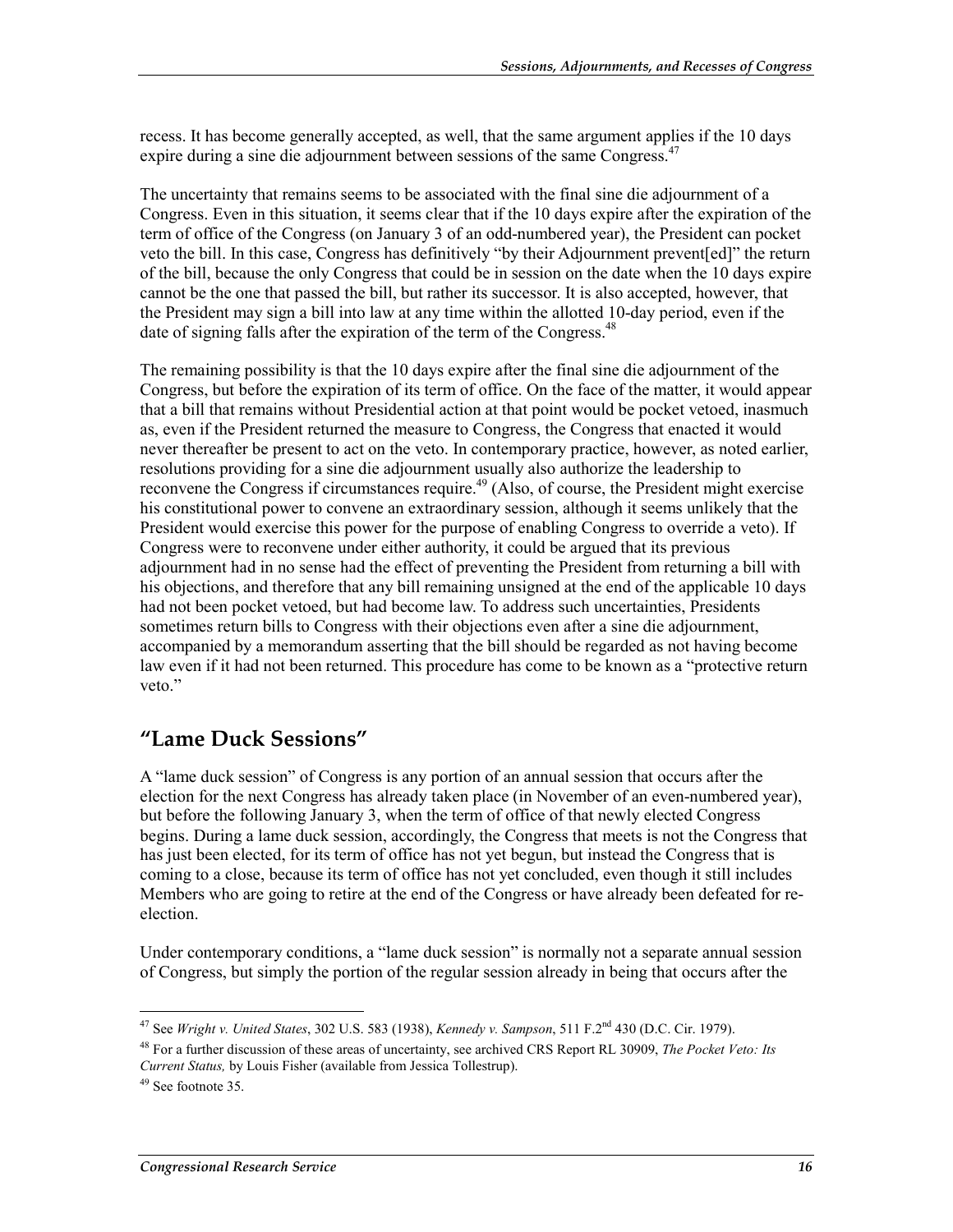recess. It has become generally accepted, as well, that the same argument applies if the 10 days expire during a sine die adjournment between sessions of the same Congress.[47]

The uncertainty that remains seems to be associated with the final sine die adjournment of a Congress. Even in this situation, it seems clear that if the 10 days expire after the expiration of the term of office of the Congress (on January 3 of an odd-numbered year), the President can pocket veto the bill. In this case, Congress has definitively "by their Adjournment prevent[ed]" the return of the bill, because the only Congress that could be in session on the date when the 10 days expire cannot be the one that passed the bill, but rather its successor. It is also accepted, however, that the President may sign a bill into law at any time within the allotted 10-day period, even if the date of signing falls after the expiration of the term of the Congress.[48]

The remaining possibility is that the 10 days expire after the final sine die adjournment of the Congress, but before the expiration of its term of office. On the face of the matter, it would appear that a bill that remains without Presidential action at that point would be pocket vetoed, inasmuch as, even if the President returned the measure to Congress, the Congress that enacted it would never thereafter be present to act on the veto. In contemporary practice, however, as noted earlier, resolutions providing for a sine die adjournment usually also authorize the leadership to reconvene the Congress if circumstances require.[49] (Also, of course, the President might exercise his constitutional power to convene an extraordinary session, although it seems unlikely that the President would exercise this power for the purpose of enabling Congress to override a veto). If Congress were to reconvene under either authority, it could be argued that its previous adjournment had in no sense had the effect of preventing the President from returning a bill with his objections, and therefore that any bill remaining unsigned at the end of the applicable 10 days had not been pocket vetoed, but had become law. To address such uncertainties, Presidents sometimes return bills to Congress with their objections even after a sine die adjournment, accompanied by a memorandum asserting that the bill should be regarded as not having become law even if it had not been returned. This procedure has come to be known as a "protective return veto."

## "Lame Duck Sessions"

A "lame duck session" of Congress is any portion of an annual session that occurs after the election for the next Congress has already taken place (in November of an even-numbered year), but before the following January 3, when the term of office of that newly elected Congress begins. During a lame duck session, accordingly, the Congress that meets is not the Congress that has just been elected, for its term of office has not yet begun, but instead the Congress that is coming to a close, because its term of office has not yet concluded, even though it still includes Members who are going to retire at the end of the Congress or have already been defeated for re-election.

Under contemporary conditions, a "lame duck session" is normally not a separate annual session of Congress, but simply the portion of the regular session already in being that occurs after the

---

[47] See *Wright v. United States*, 302 U.S. 583 (1938), *Kennedy v. Sampson*, 511 F.2nd 430 (D.C. Cir. 1979).

[48] For a further discussion of these areas of uncertainty, see archived CRS Report RL 30909, *The Pocket Veto: Its Current Status,* by Louis Fisher (available from Jessica Tollestrup).

[49] See footnote 35.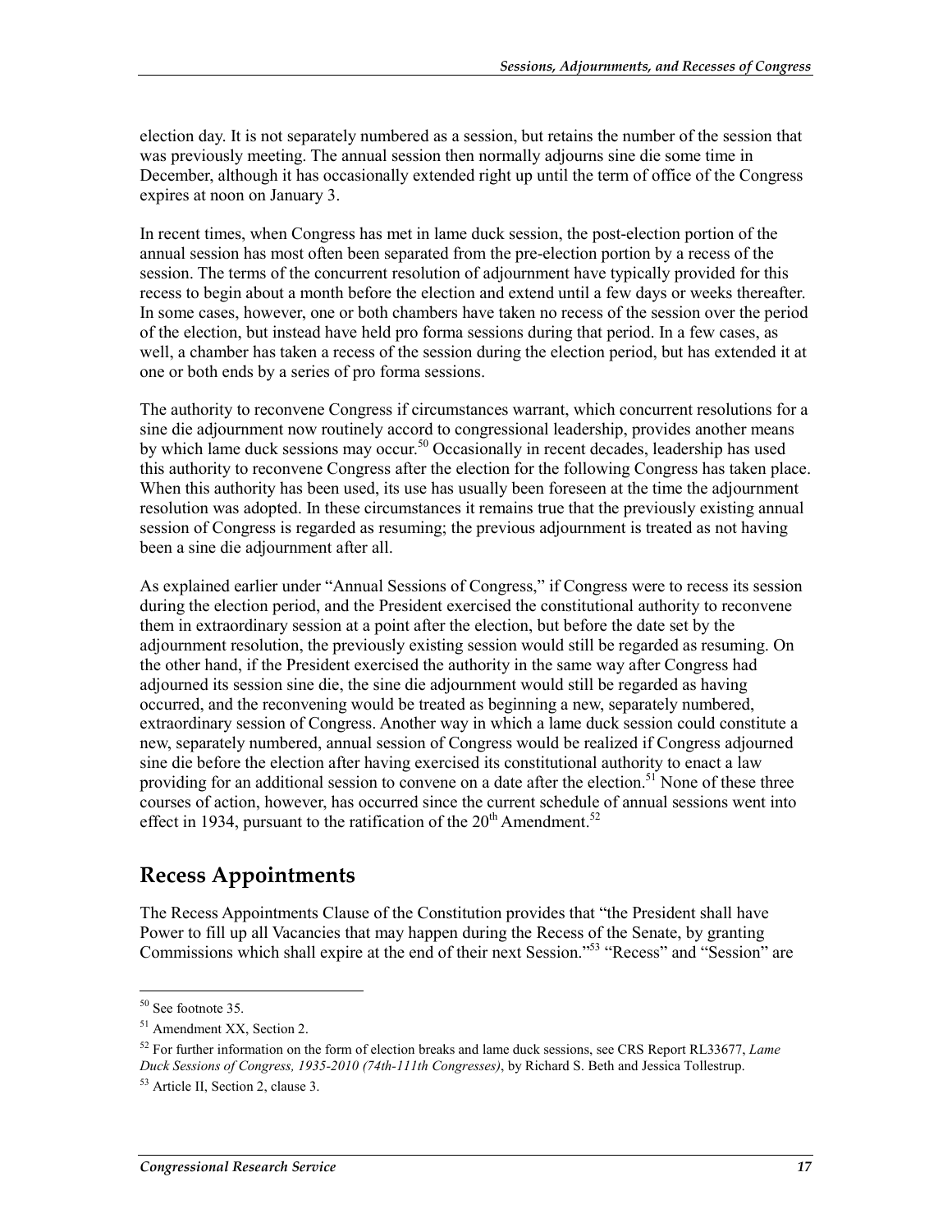election day. It is not separately numbered as a session, but retains the number of the session that was previously meeting. The annual session then normally adjourns sine die some time in December, although it has occasionally extended right up until the term of office of the Congress expires at noon on January 3.

In recent times, when Congress has met in lame duck session, the post-election portion of the annual session has most often been separated from the pre-election portion by a recess of the session. The terms of the concurrent resolution of adjournment have typically provided for this recess to begin about a month before the election and extend until a few days or weeks thereafter. In some cases, however, one or both chambers have taken no recess of the session over the period of the election, but instead have held pro forma sessions during that period. In a few cases, as well, a chamber has taken a recess of the session during the election period, but has extended it at one or both ends by a series of pro forma sessions.

The authority to reconvene Congress if circumstances warrant, which concurrent resolutions for a sine die adjournment now routinely accord to congressional leadership, provides another means by which lame duck sessions may occur.[50] Occasionally in recent decades, leadership has used this authority to reconvene Congress after the election for the following Congress has taken place. When this authority has been used, its use has usually been foreseen at the time the adjournment resolution was adopted. In these circumstances it remains true that the previously existing annual session of Congress is regarded as resuming; the previous adjournment is treated as not having been a sine die adjournment after all.

As explained earlier under "Annual Sessions of Congress," if Congress were to recess its session during the election period, and the President exercised the constitutional authority to reconvene them in extraordinary session at a point after the election, but before the date set by the adjournment resolution, the previously existing session would still be regarded as resuming. On the other hand, if the President exercised the authority in the same way after Congress had adjourned its session sine die, the sine die adjournment would still be regarded as having occurred, and the reconvening would be treated as beginning a new, separately numbered, extraordinary session of Congress. Another way in which a lame duck session could constitute a new, separately numbered, annual session of Congress would be realized if Congress adjourned sine die before the election after having exercised its constitutional authority to enact a law providing for an additional session to convene on a date after the election.[51] None of these three courses of action, however, has occurred since the current schedule of annual sessions went into effect in 1934, pursuant to the ratification of the 20th Amendment.[52]

## Recess Appointments

The Recess Appointments Clause of the Constitution provides that "the President shall have Power to fill up all Vacancies that may happen during the Recess of the Senate, by granting Commissions which shall expire at the end of their next Session."[53] "Recess" and "Session" are

---

[50] See footnote 35.

[51] Amendment XX, Section 2.

[52] For further information on the form of election breaks and lame duck sessions, see CRS Report RL33677, *Lame Duck Sessions of Congress, 1935-2010 (74th-111th Congresses)*, by Richard S. Beth and Jessica Tollestrup.

[53] Article II, Section 2, clause 3.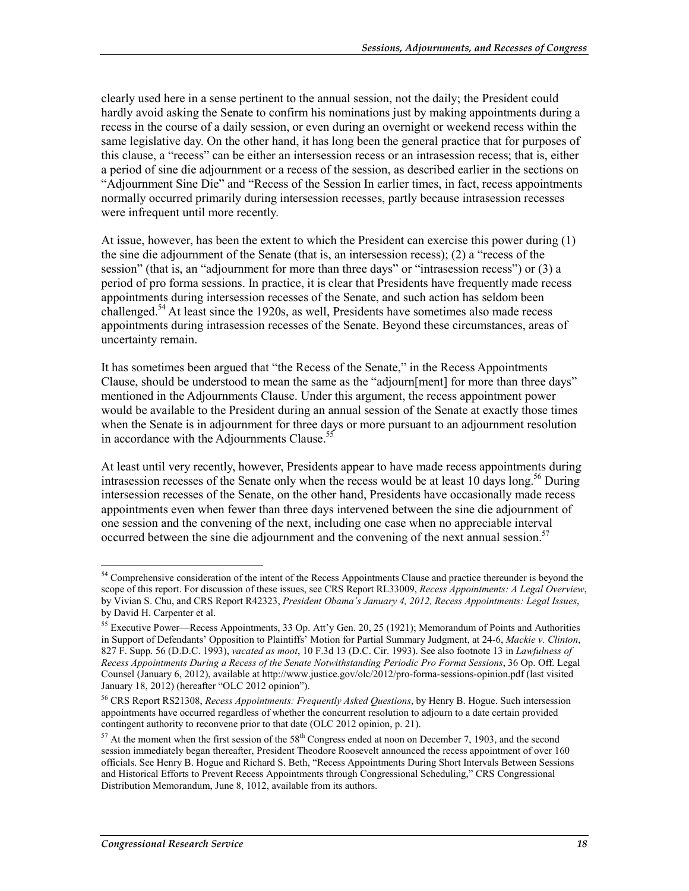clearly used here in a sense pertinent to the annual session, not the daily; the President could hardly avoid asking the Senate to confirm his nominations just by making appointments during a recess in the course of a daily session, or even during an overnight or weekend recess within the same legislative day. On the other hand, it has long been the general practice that for purposes of this clause, a "recess" can be either an intersession recess or an intrasession recess; that is, either a period of sine die adjournment or a recess of the session, as described earlier in the sections on "Adjournment Sine Die" and "Recess of the Session In earlier times, in fact, recess appointments normally occurred primarily during intersession recesses, partly because intrasession recesses were infrequent until more recently.

At issue, however, has been the extent to which the President can exercise this power during (1) the sine die adjournment of the Senate (that is, an intersession recess); (2) a "recess of the session" (that is, an "adjournment for more than three days" or "intrasession recess") or (3) a period of pro forma sessions. In practice, it is clear that Presidents have frequently made recess appointments during intersession recesses of the Senate, and such action has seldom been challenged.[54] At least since the 1920s, as well, Presidents have sometimes also made recess appointments during intrasession recesses of the Senate. Beyond these circumstances, areas of uncertainty remain.

It has sometimes been argued that "the Recess of the Senate," in the Recess Appointments Clause, should be understood to mean the same as the "adjourn[ment] for more than three days" mentioned in the Adjournments Clause. Under this argument, the recess appointment power would be available to the President during an annual session of the Senate at exactly those times when the Senate is in adjournment for three days or more pursuant to an adjournment resolution in accordance with the Adjournments Clause.[55]

At least until very recently, however, Presidents appear to have made recess appointments during intrasession recesses of the Senate only when the recess would be at least 10 days long.[56] During intersession recesses of the Senate, on the other hand, Presidents have occasionally made recess appointments even when fewer than three days intervened between the sine die adjournment of one session and the convening of the next, including one case when no appreciable interval occurred between the sine die adjournment and the convening of the next annual session.[57]

---

[54] Comprehensive consideration of the intent of the Recess Appointments Clause and practice thereunder is beyond the scope of this report. For discussion of these issues, see CRS Report RL33009, *Recess Appointments: A Legal Overview*, by Vivian S. Chu, and CRS Report R42323, *President Obama's January 4, 2012, Recess Appointments: Legal Issues*, by David H. Carpenter et al.

[55] Executive Power—Recess Appointments, 33 Op. Att'y Gen. 20, 25 (1921); Memorandum of Points and Authorities in Support of Defendants' Opposition to Plaintiffs' Motion for Partial Summary Judgment, at 24-6, *Mackie v. Clinton*, 827 F. Supp. 56 (D.D.C. 1993), *vacated as moot*, 10 F.3d 13 (D.C. Cir. 1993). See also footnote 13 in *Lawfulness of Recess Appointments During a Recess of the Senate Notwithstanding Periodic Pro Forma Sessions*, 36 Op. Off. Legal Counsel (January 6, 2012), available at http://www.justice.gov/olc/2012/pro-forma-sessions-opinion.pdf (last visited January 18, 2012) (hereafter "OLC 2012 opinion").

[56] CRS Report RS21308, *Recess Appointments: Frequently Asked Questions*, by Henry B. Hogue. Such intersession appointments have occurred regardless of whether the concurrent resolution to adjourn to a date certain provided contingent authority to reconvene prior to that date (OLC 2012 opinion, p. 21).

[57] At the moment when the first session of the 58th Congress ended at noon on December 7, 1903, and the second session immediately began thereafter, President Theodore Roosevelt announced the recess appointment of over 160 officials. See Henry B. Hogue and Richard S. Beth, "Recess Appointments During Short Intervals Between Sessions and Historical Efforts to Prevent Recess Appointments through Congressional Scheduling," CRS Congressional Distribution Memorandum, June 8, 1012, available from its authors.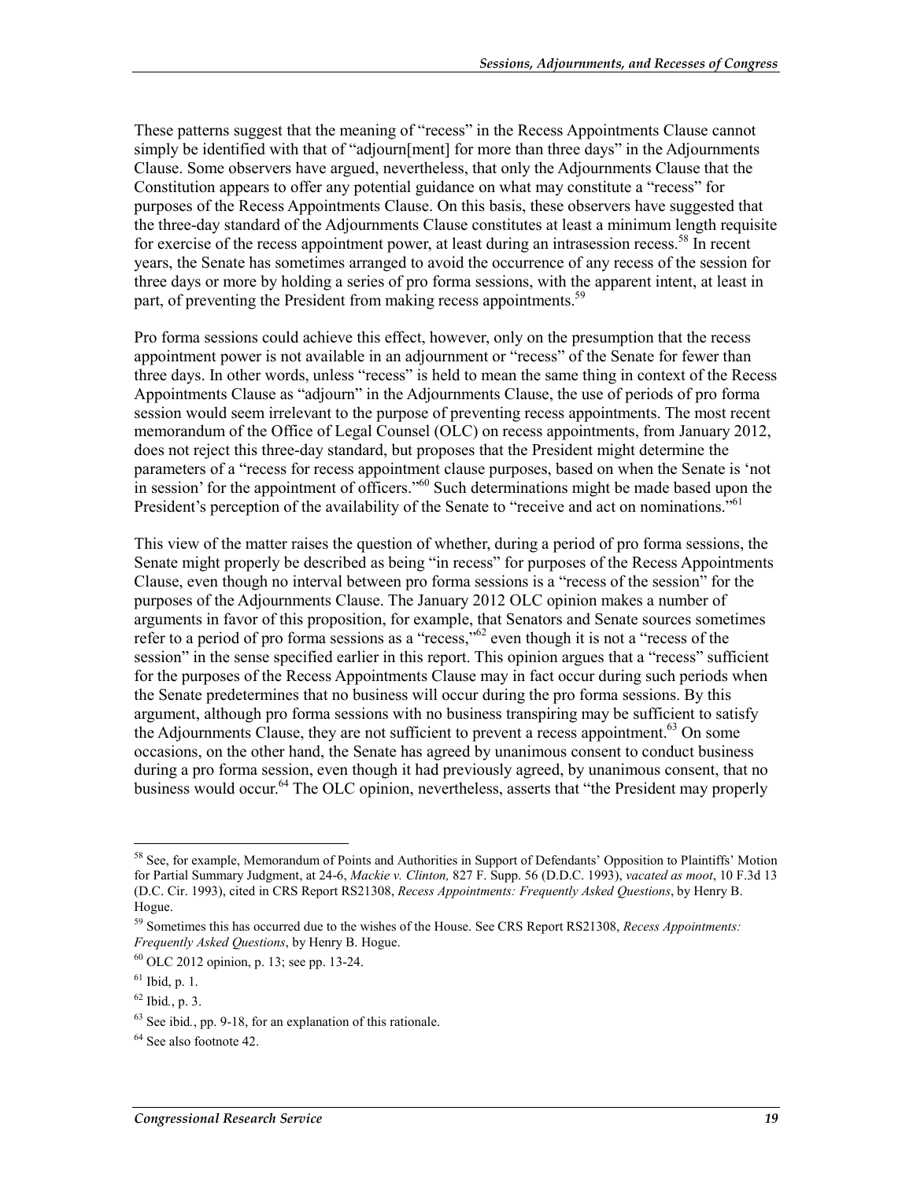These patterns suggest that the meaning of "recess" in the Recess Appointments Clause cannot simply be identified with that of "adjourn[ment] for more than three days" in the Adjournments Clause. Some observers have argued, nevertheless, that only the Adjournments Clause that the Constitution appears to offer any potential guidance on what may constitute a "recess" for purposes of the Recess Appointments Clause. On this basis, these observers have suggested that the three-day standard of the Adjournments Clause constitutes at least a minimum length requisite for exercise of the recess appointment power, at least during an intrasession recess.[58] In recent years, the Senate has sometimes arranged to avoid the occurrence of any recess of the session for three days or more by holding a series of pro forma sessions, with the apparent intent, at least in part, of preventing the President from making recess appointments.[59]

Pro forma sessions could achieve this effect, however, only on the presumption that the recess appointment power is not available in an adjournment or "recess" of the Senate for fewer than three days. In other words, unless "recess" is held to mean the same thing in context of the Recess Appointments Clause as "adjourn" in the Adjournments Clause, the use of periods of pro forma session would seem irrelevant to the purpose of preventing recess appointments. The most recent memorandum of the Office of Legal Counsel (OLC) on recess appointments, from January 2012, does not reject this three-day standard, but proposes that the President might determine the parameters of a "recess for recess appointment clause purposes, based on when the Senate is 'not in session' for the appointment of officers."[60] Such determinations might be made based upon the President's perception of the availability of the Senate to "receive and act on nominations."[61]

This view of the matter raises the question of whether, during a period of pro forma sessions, the Senate might properly be described as being "in recess" for purposes of the Recess Appointments Clause, even though no interval between pro forma sessions is a "recess of the session" for the purposes of the Adjournments Clause. The January 2012 OLC opinion makes a number of arguments in favor of this proposition, for example, that Senators and Senate sources sometimes refer to a period of pro forma sessions as a "recess,"[62] even though it is not a "recess of the session" in the sense specified earlier in this report. This opinion argues that a "recess" sufficient for the purposes of the Recess Appointments Clause may in fact occur during such periods when the Senate predetermines that no business will occur during the pro forma sessions. By this argument, although pro forma sessions with no business transpiring may be sufficient to satisfy the Adjournments Clause, they are not sufficient to prevent a recess appointment.[63] On some occasions, on the other hand, the Senate has agreed by unanimous consent to conduct business during a pro forma session, even though it had previously agreed, by unanimous consent, that no business would occur.[64] The OLC opinion, nevertheless, asserts that "the President may properly

---

[58] See, for example, Memorandum of Points and Authorities in Support of Defendants' Opposition to Plaintiffs' Motion for Partial Summary Judgment, at 24-6, *Mackie v. Clinton,* 827 F. Supp. 56 (D.D.C. 1993), *vacated as moot*, 10 F.3d 13 (D.C. Cir. 1993), cited in CRS Report RS21308, *Recess Appointments: Frequently Asked Questions*, by Henry B. Hogue.

[59] Sometimes this has occurred due to the wishes of the House. See CRS Report RS21308, *Recess Appointments: Frequently Asked Questions*, by Henry B. Hogue.

[60] OLC 2012 opinion, p. 13; see pp. 13-24.

[61] Ibid, p. 1.

[62] Ibid., p. 3.

[63] See ibid., pp. 9-18, for an explanation of this rationale.

[64] See also footnote 42.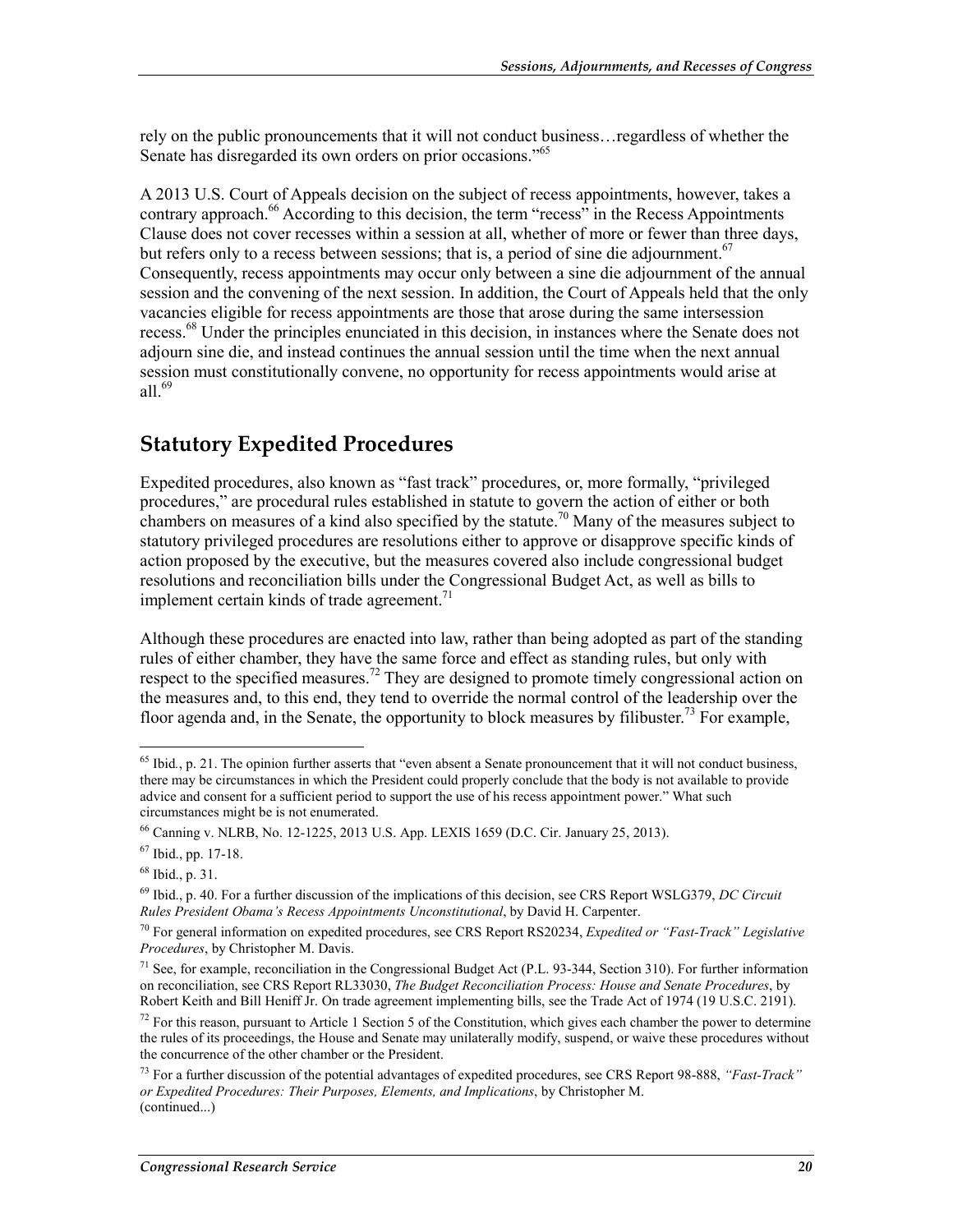rely on the public pronouncements that it will not conduct business…regardless of whether the Senate has disregarded its own orders on prior occasions."[65]

A 2013 U.S. Court of Appeals decision on the subject of recess appointments, however, takes a contrary approach.[66] According to this decision, the term "recess" in the Recess Appointments Clause does not cover recesses within a session at all, whether of more or fewer than three days, but refers only to a recess between sessions; that is, a period of sine die adjournment.[67] Consequently, recess appointments may occur only between a sine die adjournment of the annual session and the convening of the next session. In addition, the Court of Appeals held that the only vacancies eligible for recess appointments are those that arose during the same intersession recess.[68] Under the principles enunciated in this decision, in instances where the Senate does not adjourn sine die, and instead continues the annual session until the time when the next annual session must constitutionally convene, no opportunity for recess appointments would arise at all.[69]

## Statutory Expedited Procedures

Expedited procedures, also known as "fast track" procedures, or, more formally, "privileged procedures," are procedural rules established in statute to govern the action of either or both chambers on measures of a kind also specified by the statute.[70] Many of the measures subject to statutory privileged procedures are resolutions either to approve or disapprove specific kinds of action proposed by the executive, but the measures covered also include congressional budget resolutions and reconciliation bills under the Congressional Budget Act, as well as bills to implement certain kinds of trade agreement.[71]

Although these procedures are enacted into law, rather than being adopted as part of the standing rules of either chamber, they have the same force and effect as standing rules, but only with respect to the specified measures.[72] They are designed to promote timely congressional action on the measures and, to this end, they tend to override the normal control of the leadership over the floor agenda and, in the Senate, the opportunity to block measures by filibuster.[73] For example,

---

[65] Ibid., p. 21. The opinion further asserts that "even absent a Senate pronouncement that it will not conduct business, there may be circumstances in which the President could properly conclude that the body is not available to provide advice and consent for a sufficient period to support the use of his recess appointment power." What such circumstances might be is not enumerated.

[66] Canning v. NLRB, No. 12-1225, 2013 U.S. App. LEXIS 1659 (D.C. Cir. January 25, 2013).

[67] Ibid., pp. 17-18.

[68] Ibid., p. 31.

[69] Ibid., p. 40. For a further discussion of the implications of this decision, see CRS Report WSLG379, *DC Circuit Rules President Obama's Recess Appointments Unconstitutional*, by David H. Carpenter.

[70] For general information on expedited procedures, see CRS Report RS20234, *Expedited or "Fast-Track" Legislative Procedures*, by Christopher M. Davis.

[71] See, for example, reconciliation in the Congressional Budget Act (P.L. 93-344, Section 310). For further information on reconciliation, see CRS Report RL33030, *The Budget Reconciliation Process: House and Senate Procedures*, by Robert Keith and Bill Heniff Jr. On trade agreement implementing bills, see the Trade Act of 1974 (19 U.S.C. 2191).

[72] For this reason, pursuant to Article 1 Section 5 of the Constitution, which gives each chamber the power to determine the rules of its proceedings, the House and Senate may unilaterally modify, suspend, or waive these procedures without the concurrence of the other chamber or the President.

[73] For a further discussion of the potential advantages of expedited procedures, see CRS Report 98-888, *"Fast-Track" or Expedited Procedures: Their Purposes, Elements, and Implications*, by Christopher M.
(continued...)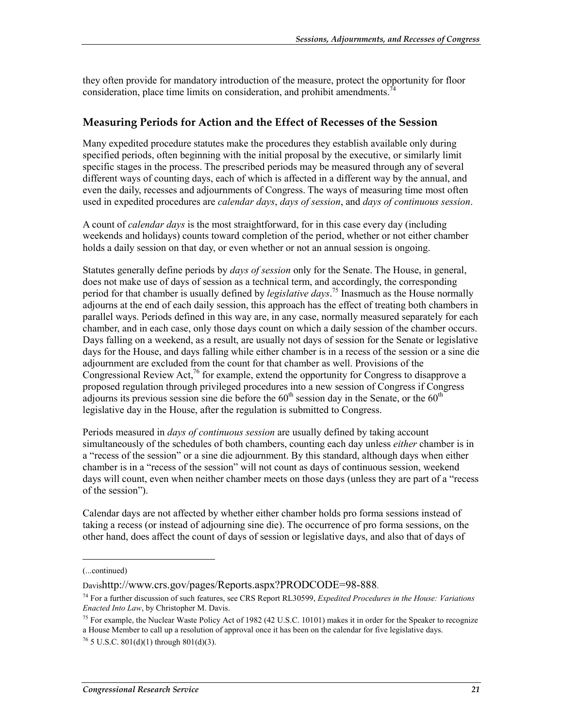they often provide for mandatory introduction of the measure, protect the opportunity for floor consideration, place time limits on consideration, and prohibit amendments.[74]

## Measuring Periods for Action and the Effect of Recesses of the Session

Many expedited procedure statutes make the procedures they establish available only during specified periods, often beginning with the initial proposal by the executive, or similarly limit specific stages in the process. The prescribed periods may be measured through any of several different ways of counting days, each of which is affected in a different way by the annual, and even the daily, recesses and adjournments of Congress. The ways of measuring time most often used in expedited procedures are *calendar days*, *days of session*, and *days of continuous session*.

A count of *calendar days* is the most straightforward, for in this case every day (including weekends and holidays) counts toward completion of the period, whether or not either chamber holds a daily session on that day, or even whether or not an annual session is ongoing.

Statutes generally define periods by *days of session* only for the Senate. The House, in general, does not make use of days of session as a technical term, and accordingly, the corresponding period for that chamber is usually defined by *legislative days*.[75] Inasmuch as the House normally adjourns at the end of each daily session, this approach has the effect of treating both chambers in parallel ways. Periods defined in this way are, in any case, normally measured separately for each chamber, and in each case, only those days count on which a daily session of the chamber occurs. Days falling on a weekend, as a result, are usually not days of session for the Senate or legislative days for the House, and days falling while either chamber is in a recess of the session or a sine die adjournment are excluded from the count for that chamber as well. Provisions of the Congressional Review Act,[76] for example, extend the opportunity for Congress to disapprove a proposed regulation through privileged procedures into a new session of Congress if Congress adjourns its previous session sine die before the 60th session day in the Senate, or the 60th legislative day in the House, after the regulation is submitted to Congress.

Periods measured in *days of continuous session* are usually defined by taking account simultaneously of the schedules of both chambers, counting each day unless *either* chamber is in a "recess of the session" or a sine die adjournment. By this standard, although days when either chamber is in a "recess of the session" will not count as days of continuous session, weekend days will count, even when neither chamber meets on those days (unless they are part of a "recess of the session").

Calendar days are not affected by whether either chamber holds pro forma sessions instead of taking a recess (or instead of adjourning sine die). The occurrence of pro forma sessions, on the other hand, does affect the count of days of session or legislative days, and also that of days of

---

(...continued)

Davishttp://www.crs.gov/pages/Reports.aspx?PRODCODE=98-888.

[74] For a further discussion of such features, see CRS Report RL30599, *Expedited Procedures in the House: Variations Enacted Into Law*, by Christopher M. Davis.

[75] For example, the Nuclear Waste Policy Act of 1982 (42 U.S.C. 10101) makes it in order for the Speaker to recognize a House Member to call up a resolution of approval once it has been on the calendar for five legislative days.

[76] 5 U.S.C. 801(d)(1) through 801(d)(3).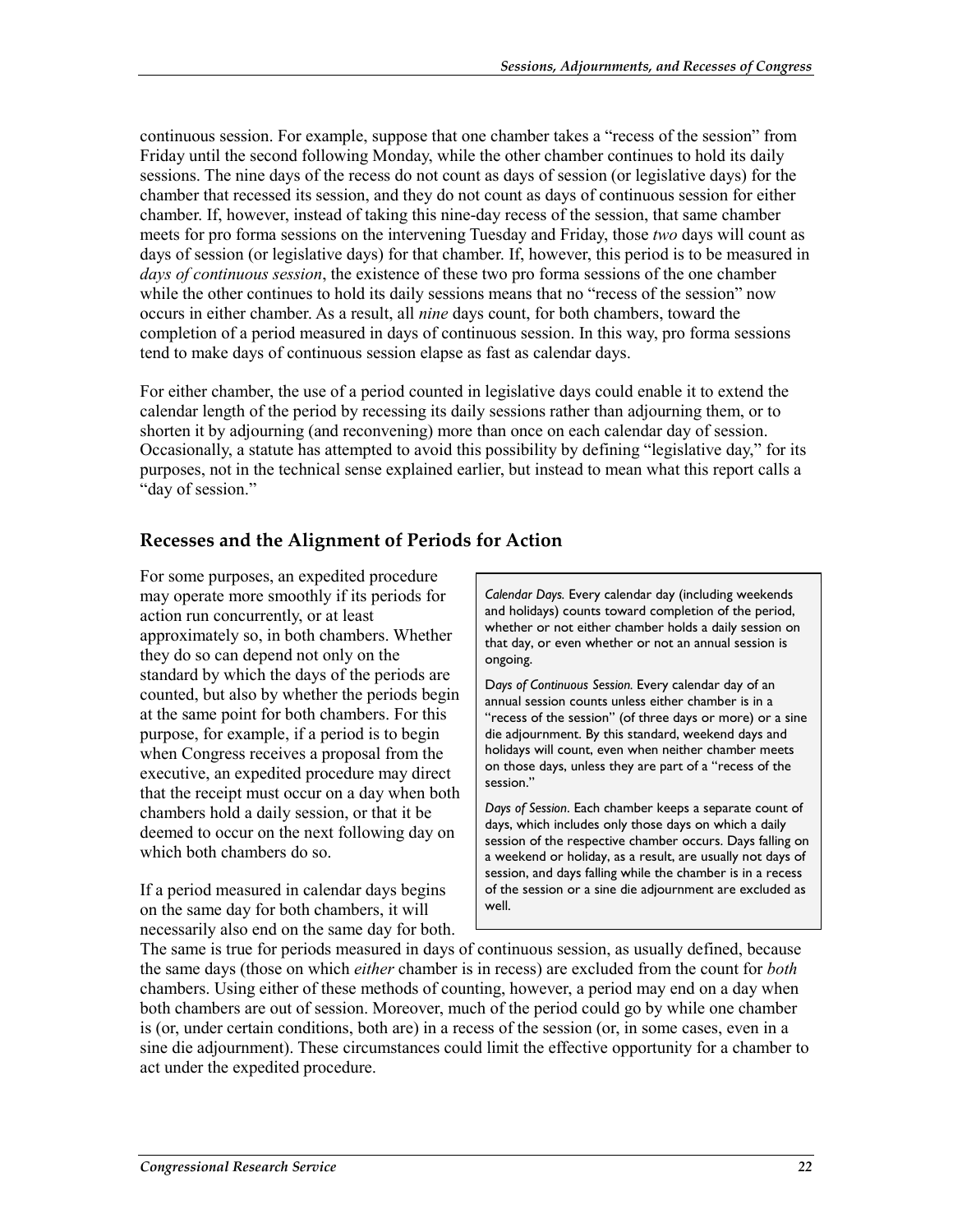continuous session. For example, suppose that one chamber takes a "recess of the session" from Friday until the second following Monday, while the other chamber continues to hold its daily sessions. The nine days of the recess do not count as days of session (or legislative days) for the chamber that recessed its session, and they do not count as days of continuous session for either chamber. If, however, instead of taking this nine-day recess of the session, that same chamber meets for pro forma sessions on the intervening Tuesday and Friday, those *two* days will count as days of session (or legislative days) for that chamber. If, however, this period is to be measured in *days of continuous session*, the existence of these two pro forma sessions of the one chamber while the other continues to hold its daily sessions means that no "recess of the session" now occurs in either chamber. As a result, all *nine* days count, for both chambers, toward the completion of a period measured in days of continuous session. In this way, pro forma sessions tend to make days of continuous session elapse as fast as calendar days.

For either chamber, the use of a period counted in legislative days could enable it to extend the calendar length of the period by recessing its daily sessions rather than adjourning them, or to shorten it by adjourning (and reconvening) more than once on each calendar day of session. Occasionally, a statute has attempted to avoid this possibility by defining "legislative day," for its purposes, not in the technical sense explained earlier, but instead to mean what this report calls a "day of session."

## Recesses and the Alignment of Periods for Action

For some purposes, an expedited procedure may operate more smoothly if its periods for action run concurrently, or at least approximately so, in both chambers. Whether they do so can depend not only on the standard by which the days of the periods are counted, but also by whether the periods begin at the same point for both chambers. For this purpose, for example, if a period is to begin when Congress receives a proposal from the executive, an expedited procedure may direct that the receipt must occur on a day when both chambers hold a daily session, or that it be deemed to occur on the next following day on which both chambers do so.

> *Calendar Days.* Every calendar day (including weekends and holidays) counts toward completion of the period, whether or not either chamber holds a daily session on that day, or even whether or not an annual session is ongoing.
>
> *Days of Continuous Session.* Every calendar day of an annual session counts unless either chamber is in a "recess of the session" (of three days or more) or a sine die adjournment. By this standard, weekend days and holidays will count, even when neither chamber meets on those days, unless they are part of a "recess of the session."
>
> *Days of Session*. Each chamber keeps a separate count of days, which includes only those days on which a daily session of the respective chamber occurs. Days falling on a weekend or holiday, as a result, are usually not days of session, and days falling while the chamber is in a recess of the session or a sine die adjournment are excluded as well.

If a period measured in calendar days begins on the same day for both chambers, it will necessarily also end on the same day for both. The same is true for periods measured in days of continuous session, as usually defined, because the same days (those on which *either* chamber is in recess) are excluded from the count for *both* chambers. Using either of these methods of counting, however, a period may end on a day when both chambers are out of session. Moreover, much of the period could go by while one chamber is (or, under certain conditions, both are) in a recess of the session (or, in some cases, even in a sine die adjournment). These circumstances could limit the effective opportunity for a chamber to act under the expedited procedure.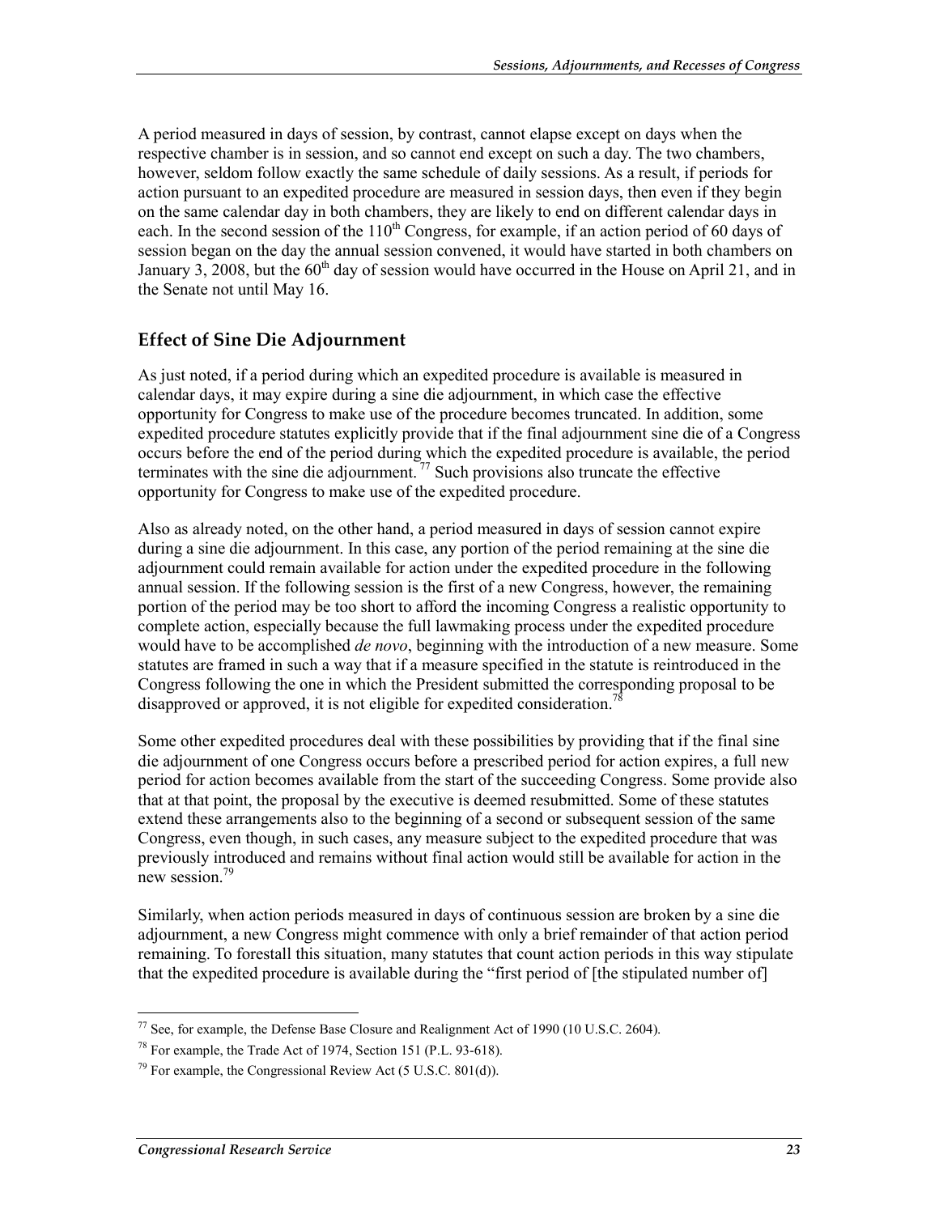A period measured in days of session, by contrast, cannot elapse except on days when the respective chamber is in session, and so cannot end except on such a day. The two chambers, however, seldom follow exactly the same schedule of daily sessions. As a result, if periods for action pursuant to an expedited procedure are measured in session days, then even if they begin on the same calendar day in both chambers, they are likely to end on different calendar days in each. In the second session of the 110th Congress, for example, if an action period of 60 days of session began on the day the annual session convened, it would have started in both chambers on January 3, 2008, but the 60th day of session would have occurred in the House on April 21, and in the Senate not until May 16.

## Effect of Sine Die Adjournment

As just noted, if a period during which an expedited procedure is available is measured in calendar days, it may expire during a sine die adjournment, in which case the effective opportunity for Congress to make use of the procedure becomes truncated. In addition, some expedited procedure statutes explicitly provide that if the final adjournment sine die of a Congress occurs before the end of the period during which the expedited procedure is available, the period terminates with the sine die adjournment.[77] Such provisions also truncate the effective opportunity for Congress to make use of the expedited procedure.

Also as already noted, on the other hand, a period measured in days of session cannot expire during a sine die adjournment. In this case, any portion of the period remaining at the sine die adjournment could remain available for action under the expedited procedure in the following annual session. If the following session is the first of a new Congress, however, the remaining portion of the period may be too short to afford the incoming Congress a realistic opportunity to complete action, especially because the full lawmaking process under the expedited procedure would have to be accomplished *de novo*, beginning with the introduction of a new measure. Some statutes are framed in such a way that if a measure specified in the statute is reintroduced in the Congress following the one in which the President submitted the corresponding proposal to be disapproved or approved, it is not eligible for expedited consideration.[78]

Some other expedited procedures deal with these possibilities by providing that if the final sine die adjournment of one Congress occurs before a prescribed period for action expires, a full new period for action becomes available from the start of the succeeding Congress. Some provide also that at that point, the proposal by the executive is deemed resubmitted. Some of these statutes extend these arrangements also to the beginning of a second or subsequent session of the same Congress, even though, in such cases, any measure subject to the expedited procedure that was previously introduced and remains without final action would still be available for action in the new session.[79]

Similarly, when action periods measured in days of continuous session are broken by a sine die adjournment, a new Congress might commence with only a brief remainder of that action period remaining. To forestall this situation, many statutes that count action periods in this way stipulate that the expedited procedure is available during the "first period of [the stipulated number of]

[77] See, for example, the Defense Base Closure and Realignment Act of 1990 (10 U.S.C. 2604).

[78] For example, the Trade Act of 1974, Section 151 (P.L. 93-618).

[79] For example, the Congressional Review Act (5 U.S.C. 801(d)).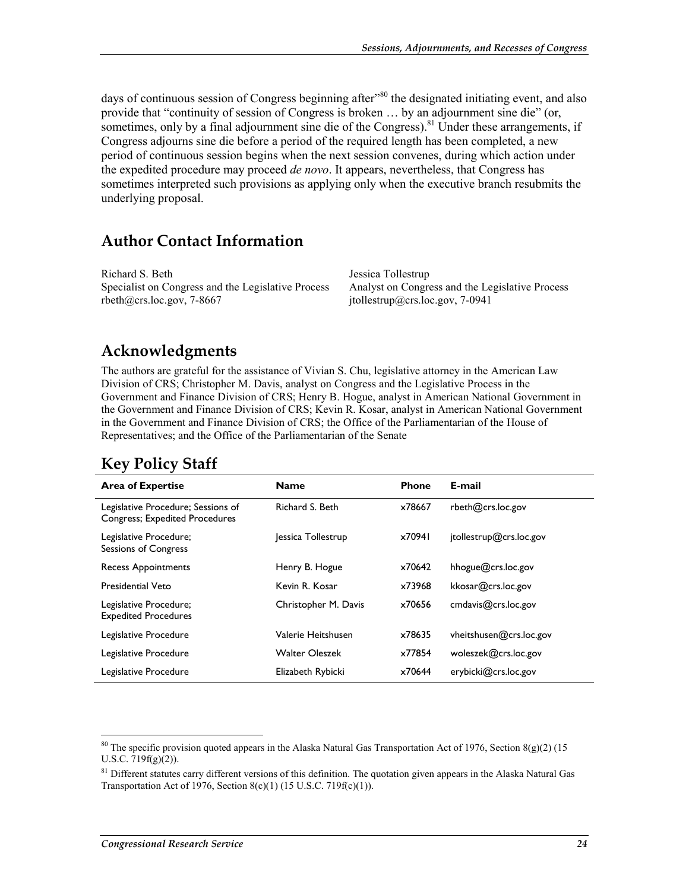days of continuous session of Congress beginning after"[80] the designated initiating event, and also provide that "continuity of session of Congress is broken … by an adjournment sine die" (or, sometimes, only by a final adjournment sine die of the Congress).[81] Under these arrangements, if Congress adjourns sine die before a period of the required length has been completed, a new period of continuous session begins when the next session convenes, during which action under the expedited procedure may proceed *de novo*. It appears, nevertheless, that Congress has sometimes interpreted such provisions as applying only when the executive branch resubmits the underlying proposal.

## Author Contact Information

Richard S. Beth
Specialist on Congress and the Legislative Process
rbeth@crs.loc.gov, 7-8667

Jessica Tollestrup
Analyst on Congress and the Legislative Process
jtollestrup@crs.loc.gov, 7-0941

## Acknowledgments

The authors are grateful for the assistance of Vivian S. Chu, legislative attorney in the American Law Division of CRS; Christopher M. Davis, analyst on Congress and the Legislative Process in the Government and Finance Division of CRS; Henry B. Hogue, analyst in American National Government in the Government and Finance Division of CRS; Kevin R. Kosar, analyst in American National Government in the Government and Finance Division of CRS; the Office of the Parliamentarian of the House of Representatives; and the Office of the Parliamentarian of the Senate

## Key Policy Staff

| Area of Expertise | Name | Phone | E-mail |
|---|---|---|---|
| Legislative Procedure; Sessions of Congress; Expedited Procedures | Richard S. Beth | x78667 | rbeth@crs.loc.gov |
| Legislative Procedure; Sessions of Congress | Jessica Tollestrup | x70941 | jtollestrup@crs.loc.gov |
| Recess Appointments | Henry B. Hogue | x70642 | hhogue@crs.loc.gov |
| Presidential Veto | Kevin R. Kosar | x73968 | kkosar@crs.loc.gov |
| Legislative Procedure; Expedited Procedures | Christopher M. Davis | x70656 | cmdavis@crs.loc.gov |
| Legislative Procedure | Valerie Heitshusen | x78635 | vheitshusen@crs.loc.gov |
| Legislative Procedure | Walter Oleszek | x77854 | woleszek@crs.loc.gov |
| Legislative Procedure | Elizabeth Rybicki | x70644 | erybicki@crs.loc.gov |

[80] The specific provision quoted appears in the Alaska Natural Gas Transportation Act of 1976, Section 8(g)(2) (15 U.S.C. 719f(g)(2)).

[81] Different statutes carry different versions of this definition. The quotation given appears in the Alaska Natural Gas Transportation Act of 1976, Section 8(c)(1) (15 U.S.C. 719f(c)(1)).